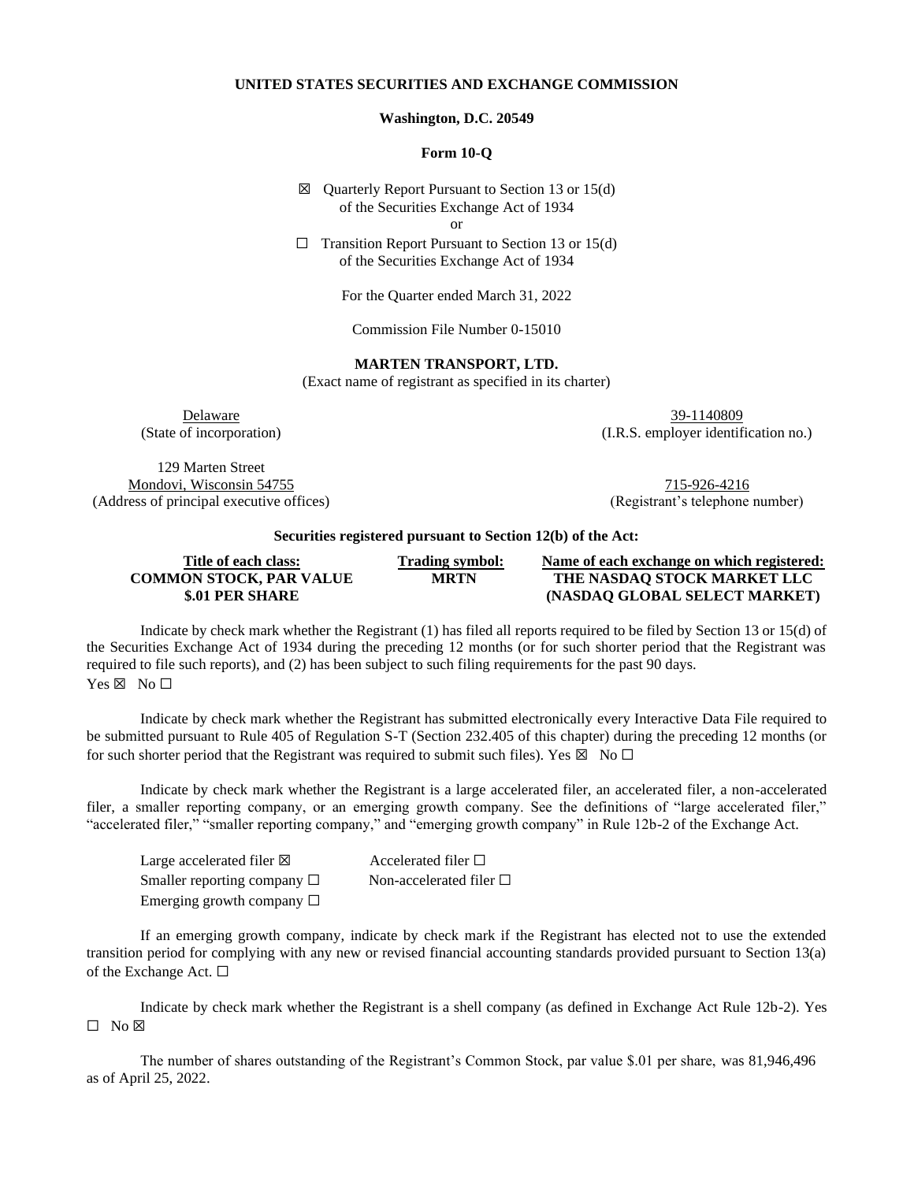**UNITED STATES SECURITIES AND EXCHANGE COMMISSION**

**Washington, D.C. 20549**

**Form 10-Q**

☒ Quarterly Report Pursuant to Section 13 or 15(d) of the Securities Exchange Act of 1934

or

☐ Transition Report Pursuant to Section 13 or 15(d) of the Securities Exchange Act of 1934

For the Quarter ended March 31, 2022

Commission File Number 0-15010

**MARTEN TRANSPORT, LTD.**

(Exact name of registrant as specified in its charter)

| | |
|---|---|
| Delaware<br>(State of incorporation) | 39-1140809<br>(I.R.S. employer identification no.) |
| 129 Marten Street<br>Mondovi, Wisconsin 54755<br>(Address of principal executive offices) | 715-926-4216<br>(Registrant's telephone number) |

**Securities registered pursuant to Section 12(b) of the Act:**

| Title of each class: | Trading symbol: | Name of each exchange on which registered: |
|---|---|---|
| **COMMON STOCK, PAR VALUE $.01 PER SHARE** | **MRTN** | **THE NASDAQ STOCK MARKET LLC (NASDAQ GLOBAL SELECT MARKET)** |

Indicate by check mark whether the Registrant (1) has filed all reports required to be filed by Section 13 or 15(d) of the Securities Exchange Act of 1934 during the preceding 12 months (or for such shorter period that the Registrant was required to file such reports), and (2) has been subject to such filing requirements for the past 90 days.
Yes ☒ No ☐

Indicate by check mark whether the Registrant has submitted electronically every Interactive Data File required to be submitted pursuant to Rule 405 of Regulation S-T (Section 232.405 of this chapter) during the preceding 12 months (or for such shorter period that the Registrant was required to submit such files). Yes ☒ No ☐

Indicate by check mark whether the Registrant is a large accelerated filer, an accelerated filer, a non-accelerated filer, a smaller reporting company, or an emerging growth company. See the definitions of "large accelerated filer," "accelerated filer," "smaller reporting company," and "emerging growth company" in Rule 12b-2 of the Exchange Act.

| | |
|---|---|
| Large accelerated filer ☒ | Accelerated filer ☐ |
| Smaller reporting company ☐ | Non-accelerated filer ☐ |
| Emerging growth company ☐ | |

If an emerging growth company, indicate by check mark if the Registrant has elected not to use the extended transition period for complying with any new or revised financial accounting standards provided pursuant to Section 13(a) of the Exchange Act. ☐

Indicate by check mark whether the Registrant is a shell company (as defined in Exchange Act Rule 12b-2). Yes ☐ No ☒

The number of shares outstanding of the Registrant's Common Stock, par value $.01 per share, was 81,946,496 as of April 25, 2022.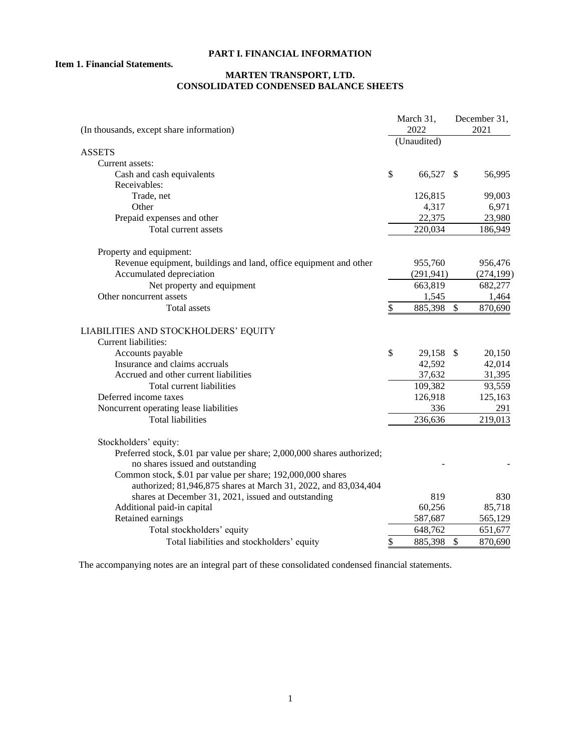# PART I. FINANCIAL INFORMATION

## Item 1. Financial Statements.

## MARTEN TRANSPORT, LTD.
## CONSOLIDATED CONDENSED BALANCE SHEETS

| (In thousands, except share information) | March 31, 2022 (Unaudited) | December 31, 2021 |
|---|---|---|
| **ASSETS** | | |
| Current assets: | | |
| Cash and cash equivalents | $ 66,527 | $ 56,995 |
| Receivables: | | |
| Trade, net | 126,815 | 99,003 |
| Other | 4,317 | 6,971 |
| Prepaid expenses and other | 22,375 | 23,980 |
| Total current assets | 220,034 | 186,949 |
| Property and equipment: | | |
| Revenue equipment, buildings and land, office equipment and other | 955,760 | 956,476 |
| Accumulated depreciation | (291,941) | (274,199) |
| Net property and equipment | 663,819 | 682,277 |
| Other noncurrent assets | 1,545 | 1,464 |
| Total assets | $ 885,398 | $ 870,690 |
| **LIABILITIES AND STOCKHOLDERS' EQUITY** | | |
| Current liabilities: | | |
| Accounts payable | $ 29,158 | $ 20,150 |
| Insurance and claims accruals | 42,592 | 42,014 |
| Accrued and other current liabilities | 37,632 | 31,395 |
| Total current liabilities | 109,382 | 93,559 |
| Deferred income taxes | 126,918 | 125,163 |
| Noncurrent operating lease liabilities | 336 | 291 |
| Total liabilities | 236,636 | 219,013 |
| Stockholders' equity: | | |
| Preferred stock, $.01 par value per share; 2,000,000 shares authorized; no shares issued and outstanding | - | - |
| Common stock, $.01 par value per share; 192,000,000 shares authorized; 81,946,875 shares at March 31, 2022, and 83,034,404 shares at December 31, 2021, issued and outstanding | 819 | 830 |
| Additional paid-in capital | 60,256 | 85,718 |
| Retained earnings | 587,687 | 565,129 |
| Total stockholders' equity | 648,762 | 651,677 |
| Total liabilities and stockholders' equity | $ 885,398 | $ 870,690 |

The accompanying notes are an integral part of these consolidated condensed financial statements.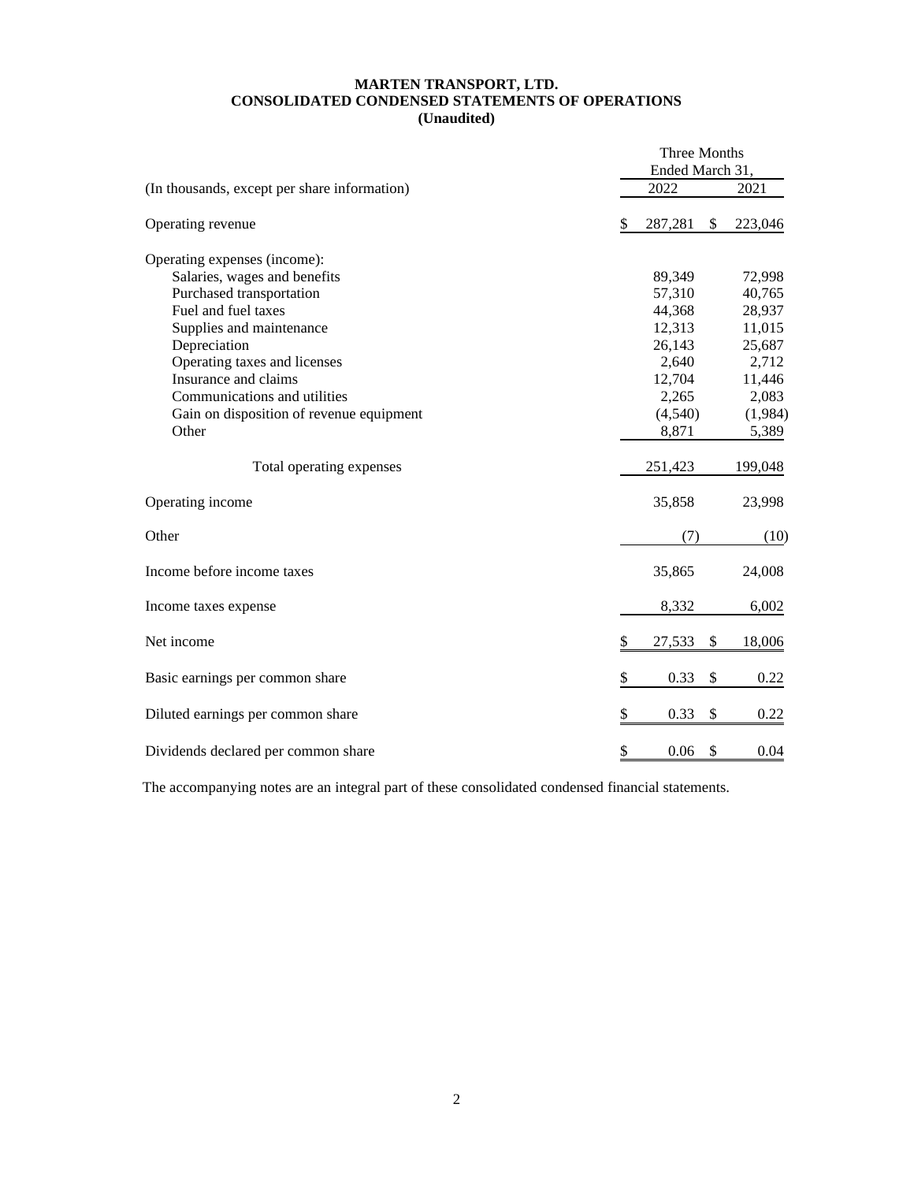# MARTEN TRANSPORT, LTD.
## CONSOLIDATED CONDENSED STATEMENTS OF OPERATIONS
### (Unaudited)

| (In thousands, except per share information) | Three Months Ended March 31, 2022 | Three Months Ended March 31, 2021 |
|---|---|---|
| Operating revenue | $ 287,281 | $ 223,046 |
| Operating expenses (income): | | |
| Salaries, wages and benefits | 89,349 | 72,998 |
| Purchased transportation | 57,310 | 40,765 |
| Fuel and fuel taxes | 44,368 | 28,937 |
| Supplies and maintenance | 12,313 | 11,015 |
| Depreciation | 26,143 | 25,687 |
| Operating taxes and licenses | 2,640 | 2,712 |
| Insurance and claims | 12,704 | 11,446 |
| Communications and utilities | 2,265 | 2,083 |
| Gain on disposition of revenue equipment | (4,540) | (1,984) |
| Other | 8,871 | 5,389 |
| Total operating expenses | 251,423 | 199,048 |
| Operating income | 35,858 | 23,998 |
| Other | (7) | (10) |
| Income before income taxes | 35,865 | 24,008 |
| Income taxes expense | 8,332 | 6,002 |
| Net income | $ 27,533 | $ 18,006 |
| Basic earnings per common share | $ 0.33 | $ 0.22 |
| Diluted earnings per common share | $ 0.33 | $ 0.22 |
| Dividends declared per common share | $ 0.06 | $ 0.04 |

The accompanying notes are an integral part of these consolidated condensed financial statements.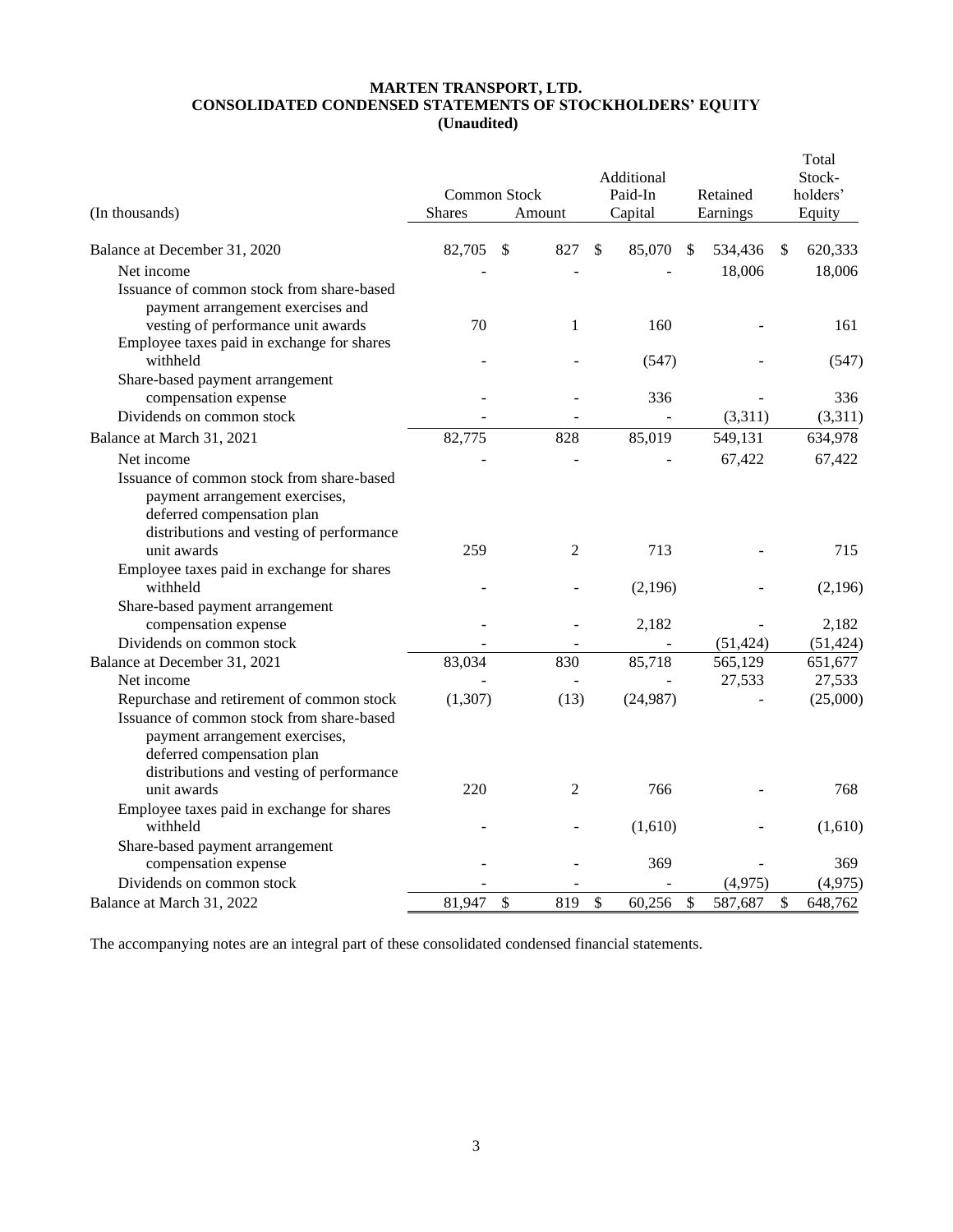**MARTEN TRANSPORT, LTD.**
**CONSOLIDATED CONDENSED STATEMENTS OF STOCKHOLDERS' EQUITY**
**(Unaudited)**

| (In thousands) | Common Stock Shares | Common Stock Amount | Additional Paid-In Capital | Retained Earnings | Total Stock-holders' Equity |
|---|---|---|---|---|---|
| Balance at December 31, 2020 | 82,705 | $ 827 | $ 85,070 | $ 534,436 | $ 620,333 |
| Net income | - | - | - | 18,006 | 18,006 |
| Issuance of common stock from share-based payment arrangement exercises and vesting of performance unit awards | 70 | 1 | 160 | - | 161 |
| Employee taxes paid in exchange for shares withheld | - | - | (547) | - | (547) |
| Share-based payment arrangement compensation expense | - | - | 336 | - | 336 |
| Dividends on common stock | - | - | - | (3,311) | (3,311) |
| Balance at March 31, 2021 | 82,775 | 828 | 85,019 | 549,131 | 634,978 |
| Net income | - | - | - | 67,422 | 67,422 |
| Issuance of common stock from share-based payment arrangement exercises, deferred compensation plan distributions and vesting of performance unit awards | 259 | 2 | 713 | - | 715 |
| Employee taxes paid in exchange for shares withheld | - | - | (2,196) | - | (2,196) |
| Share-based payment arrangement compensation expense | - | - | 2,182 | - | 2,182 |
| Dividends on common stock | - | - | - | (51,424) | (51,424) |
| Balance at December 31, 2021 | 83,034 | 830 | 85,718 | 565,129 | 651,677 |
| Net income | - | - | - | 27,533 | 27,533 |
| Repurchase and retirement of common stock | (1,307) | (13) | (24,987) | - | (25,000) |
| Issuance of common stock from share-based payment arrangement exercises, deferred compensation plan distributions and vesting of performance unit awards | 220 | 2 | 766 | - | 768 |
| Employee taxes paid in exchange for shares withheld | - | - | (1,610) | - | (1,610) |
| Share-based payment arrangement compensation expense | - | - | 369 | - | 369 |
| Dividends on common stock | - | - | - | (4,975) | (4,975) |
| Balance at March 31, 2022 | 81,947 | $ 819 | $ 60,256 | $ 587,687 | $ 648,762 |

The accompanying notes are an integral part of these consolidated condensed financial statements.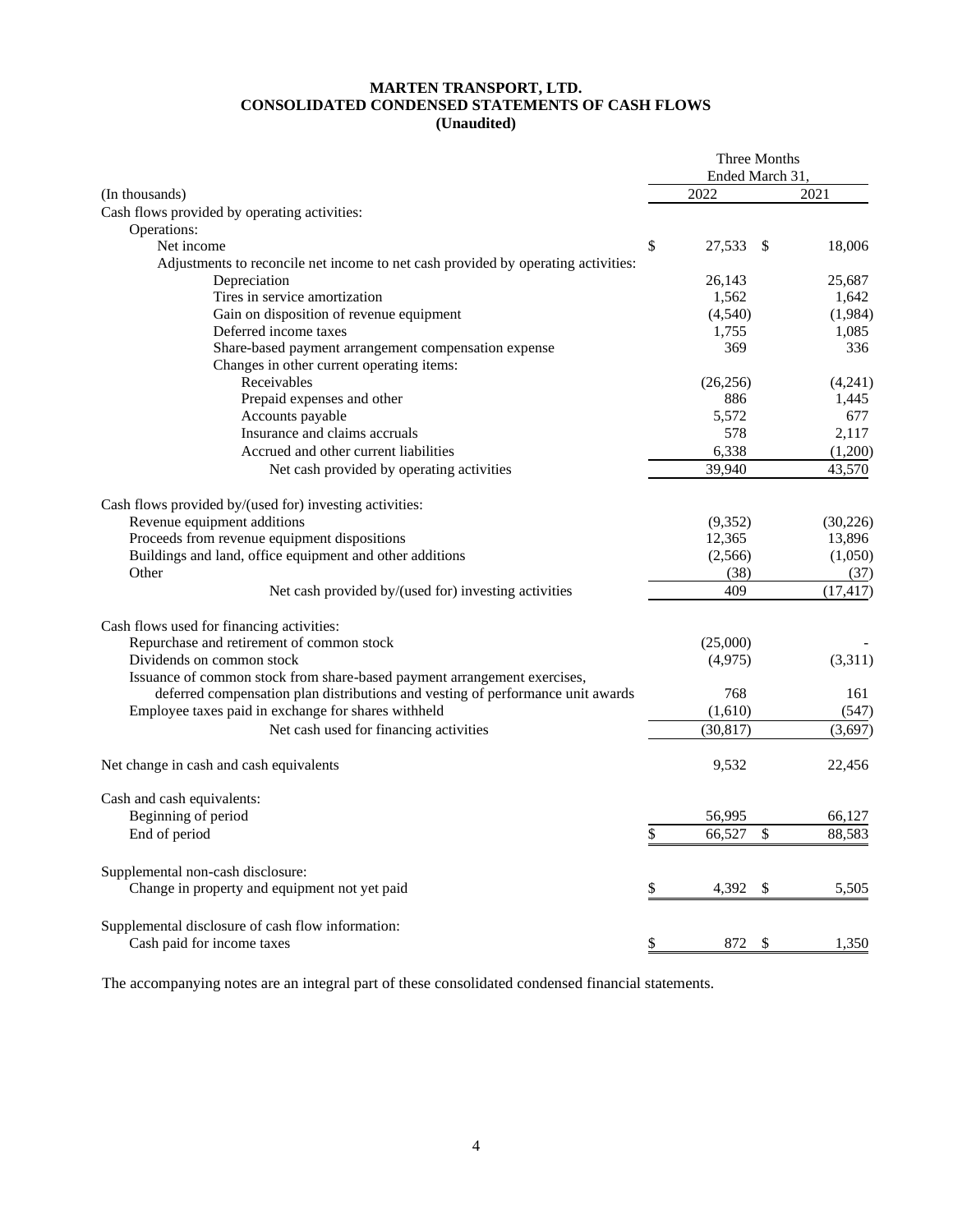# MARTEN TRANSPORT, LTD.
## CONSOLIDATED CONDENSED STATEMENTS OF CASH FLOWS
### (Unaudited)

| (In thousands) | Three Months Ended March 31, 2022 | 2021 |
|---|---|---|
| Cash flows provided by operating activities: | | |
| Operations: | | |
| Net income | $ 27,533 | $ 18,006 |
| Adjustments to reconcile net income to net cash provided by operating activities: | | |
| Depreciation | 26,143 | 25,687 |
| Tires in service amortization | 1,562 | 1,642 |
| Gain on disposition of revenue equipment | (4,540) | (1,984) |
| Deferred income taxes | 1,755 | 1,085 |
| Share-based payment arrangement compensation expense | 369 | 336 |
| Changes in other current operating items: | | |
| Receivables | (26,256) | (4,241) |
| Prepaid expenses and other | 886 | 1,445 |
| Accounts payable | 5,572 | 677 |
| Insurance and claims accruals | 578 | 2,117 |
| Accrued and other current liabilities | 6,338 | (1,200) |
| Net cash provided by operating activities | 39,940 | 43,570 |
| Cash flows provided by/(used for) investing activities: | | |
| Revenue equipment additions | (9,352) | (30,226) |
| Proceeds from revenue equipment dispositions | 12,365 | 13,896 |
| Buildings and land, office equipment and other additions | (2,566) | (1,050) |
| Other | (38) | (37) |
| Net cash provided by/(used for) investing activities | 409 | (17,417) |
| Cash flows used for financing activities: | | |
| Repurchase and retirement of common stock | (25,000) | - |
| Dividends on common stock | (4,975) | (3,311) |
| Issuance of common stock from share-based payment arrangement exercises, deferred compensation plan distributions and vesting of performance unit awards | 768 | 161 |
| Employee taxes paid in exchange for shares withheld | (1,610) | (547) |
| Net cash used for financing activities | (30,817) | (3,697) |
| Net change in cash and cash equivalents | 9,532 | 22,456 |
| Cash and cash equivalents: | | |
| Beginning of period | 56,995 | 66,127 |
| End of period | $ 66,527 | $ 88,583 |
| Supplemental non-cash disclosure: | | |
| Change in property and equipment not yet paid | $ 4,392 | $ 5,505 |
| Supplemental disclosure of cash flow information: | | |
| Cash paid for income taxes | $ 872 | $ 1,350 |

The accompanying notes are an integral part of these consolidated condensed financial statements.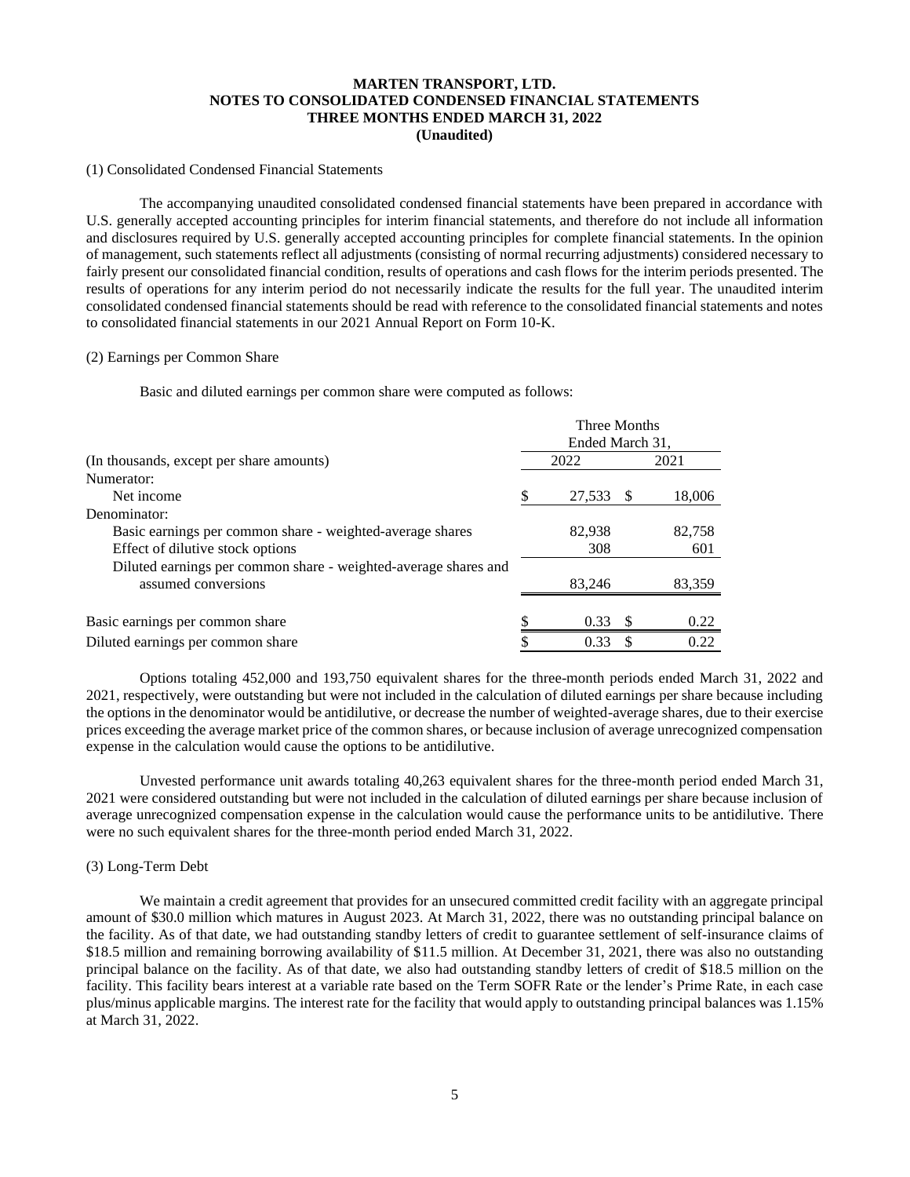**MARTEN TRANSPORT, LTD.**
**NOTES TO CONSOLIDATED CONDENSED FINANCIAL STATEMENTS**
**THREE MONTHS ENDED MARCH 31, 2022**
**(Unaudited)**

(1) Consolidated Condensed Financial Statements

The accompanying unaudited consolidated condensed financial statements have been prepared in accordance with U.S. generally accepted accounting principles for interim financial statements, and therefore do not include all information and disclosures required by U.S. generally accepted accounting principles for complete financial statements. In the opinion of management, such statements reflect all adjustments (consisting of normal recurring adjustments) considered necessary to fairly present our consolidated financial condition, results of operations and cash flows for the interim periods presented. The results of operations for any interim period do not necessarily indicate the results for the full year. The unaudited interim consolidated condensed financial statements should be read with reference to the consolidated financial statements and notes to consolidated financial statements in our 2021 Annual Report on Form 10-K.

(2) Earnings per Common Share

Basic and diluted earnings per common share were computed as follows:

| | Three Months Ended March 31, | |
|---|---|---|
| (In thousands, except per share amounts) | 2022 | 2021 |
| Numerator: | | |
| Net income | $ 27,533 | $ 18,006 |
| Denominator: | | |
| Basic earnings per common share - weighted-average shares | 82,938 | 82,758 |
| Effect of dilutive stock options | 308 | 601 |
| Diluted earnings per common share - weighted-average shares and assumed conversions | 83,246 | 83,359 |
| Basic earnings per common share | $ 0.33 | $ 0.22 |
| Diluted earnings per common share | $ 0.33 | $ 0.22 |

Options totaling 452,000 and 193,750 equivalent shares for the three-month periods ended March 31, 2022 and 2021, respectively, were outstanding but were not included in the calculation of diluted earnings per share because including the options in the denominator would be antidilutive, or decrease the number of weighted-average shares, due to their exercise prices exceeding the average market price of the common shares, or because inclusion of average unrecognized compensation expense in the calculation would cause the options to be antidilutive.

Unvested performance unit awards totaling 40,263 equivalent shares for the three-month period ended March 31, 2021 were considered outstanding but were not included in the calculation of diluted earnings per share because inclusion of average unrecognized compensation expense in the calculation would cause the performance units to be antidilutive. There were no such equivalent shares for the three-month period ended March 31, 2022.

(3) Long-Term Debt

We maintain a credit agreement that provides for an unsecured committed credit facility with an aggregate principal amount of $30.0 million which matures in August 2023. At March 31, 2022, there was no outstanding principal balance on the facility. As of that date, we had outstanding standby letters of credit to guarantee settlement of self-insurance claims of $18.5 million and remaining borrowing availability of $11.5 million. At December 31, 2021, there was also no outstanding principal balance on the facility. As of that date, we also had outstanding standby letters of credit of $18.5 million on the facility. This facility bears interest at a variable rate based on the Term SOFR Rate or the lender's Prime Rate, in each case plus/minus applicable margins. The interest rate for the facility that would apply to outstanding principal balances was 1.15% at March 31, 2022.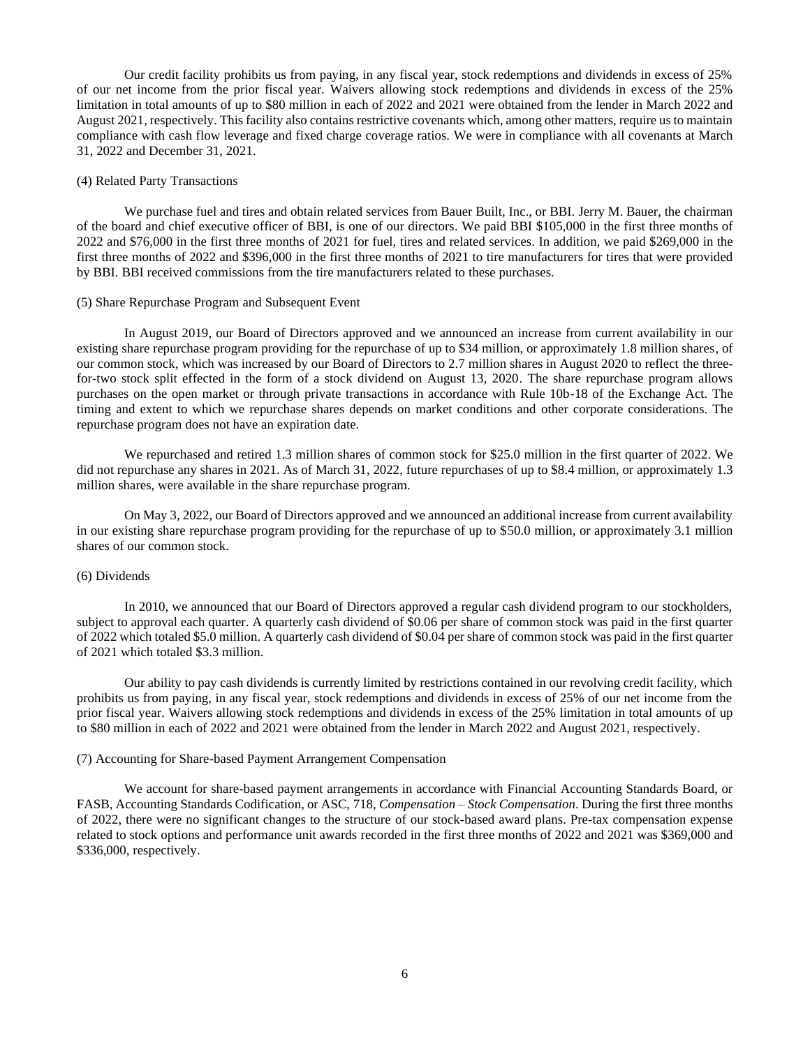Our credit facility prohibits us from paying, in any fiscal year, stock redemptions and dividends in excess of 25% of our net income from the prior fiscal year. Waivers allowing stock redemptions and dividends in excess of the 25% limitation in total amounts of up to $80 million in each of 2022 and 2021 were obtained from the lender in March 2022 and August 2021, respectively. This facility also contains restrictive covenants which, among other matters, require us to maintain compliance with cash flow leverage and fixed charge coverage ratios. We were in compliance with all covenants at March 31, 2022 and December 31, 2021.

(4) Related Party Transactions

We purchase fuel and tires and obtain related services from Bauer Built, Inc., or BBI. Jerry M. Bauer, the chairman of the board and chief executive officer of BBI, is one of our directors. We paid BBI $105,000 in the first three months of 2022 and $76,000 in the first three months of 2021 for fuel, tires and related services. In addition, we paid $269,000 in the first three months of 2022 and $396,000 in the first three months of 2021 to tire manufacturers for tires that were provided by BBI. BBI received commissions from the tire manufacturers related to these purchases.

(5) Share Repurchase Program and Subsequent Event

In August 2019, our Board of Directors approved and we announced an increase from current availability in our existing share repurchase program providing for the repurchase of up to $34 million, or approximately 1.8 million shares, of our common stock, which was increased by our Board of Directors to 2.7 million shares in August 2020 to reflect the three-for-two stock split effected in the form of a stock dividend on August 13, 2020. The share repurchase program allows purchases on the open market or through private transactions in accordance with Rule 10b-18 of the Exchange Act. The timing and extent to which we repurchase shares depends on market conditions and other corporate considerations. The repurchase program does not have an expiration date.

We repurchased and retired 1.3 million shares of common stock for $25.0 million in the first quarter of 2022. We did not repurchase any shares in 2021. As of March 31, 2022, future repurchases of up to $8.4 million, or approximately 1.3 million shares, were available in the share repurchase program.

On May 3, 2022, our Board of Directors approved and we announced an additional increase from current availability in our existing share repurchase program providing for the repurchase of up to $50.0 million, or approximately 3.1 million shares of our common stock.

(6) Dividends

In 2010, we announced that our Board of Directors approved a regular cash dividend program to our stockholders, subject to approval each quarter. A quarterly cash dividend of $0.06 per share of common stock was paid in the first quarter of 2022 which totaled $5.0 million. A quarterly cash dividend of $0.04 per share of common stock was paid in the first quarter of 2021 which totaled $3.3 million.

Our ability to pay cash dividends is currently limited by restrictions contained in our revolving credit facility, which prohibits us from paying, in any fiscal year, stock redemptions and dividends in excess of 25% of our net income from the prior fiscal year. Waivers allowing stock redemptions and dividends in excess of the 25% limitation in total amounts of up to $80 million in each of 2022 and 2021 were obtained from the lender in March 2022 and August 2021, respectively.

(7) Accounting for Share-based Payment Arrangement Compensation

We account for share-based payment arrangements in accordance with Financial Accounting Standards Board, or FASB, Accounting Standards Codification, or ASC, 718, *Compensation – Stock Compensation*. During the first three months of 2022, there were no significant changes to the structure of our stock-based award plans. Pre-tax compensation expense related to stock options and performance unit awards recorded in the first three months of 2022 and 2021 was $369,000 and $336,000, respectively.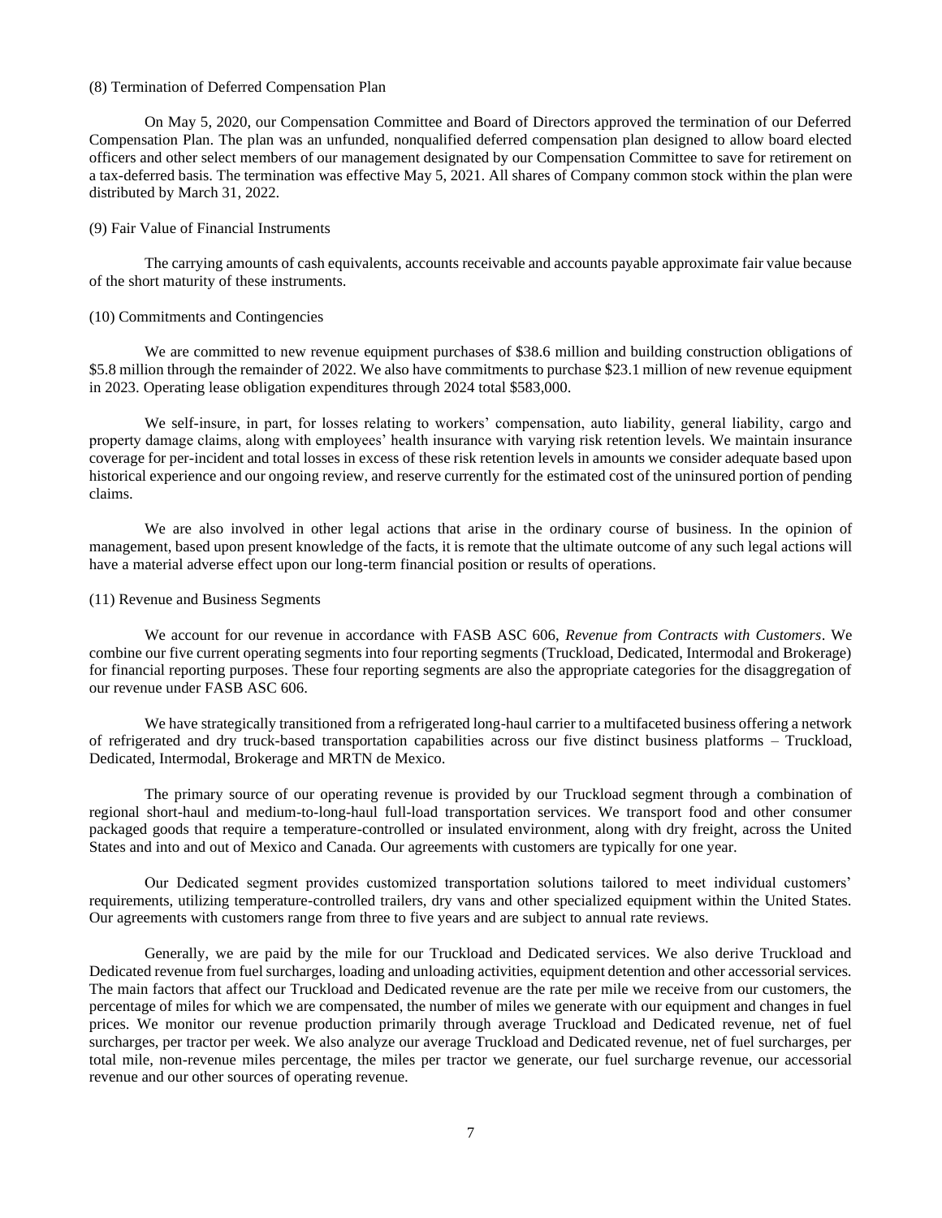(8) Termination of Deferred Compensation Plan

On May 5, 2020, our Compensation Committee and Board of Directors approved the termination of our Deferred Compensation Plan. The plan was an unfunded, nonqualified deferred compensation plan designed to allow board elected officers and other select members of our management designated by our Compensation Committee to save for retirement on a tax-deferred basis. The termination was effective May 5, 2021. All shares of Company common stock within the plan were distributed by March 31, 2022.

(9) Fair Value of Financial Instruments

The carrying amounts of cash equivalents, accounts receivable and accounts payable approximate fair value because of the short maturity of these instruments.

(10) Commitments and Contingencies

We are committed to new revenue equipment purchases of $38.6 million and building construction obligations of $5.8 million through the remainder of 2022. We also have commitments to purchase $23.1 million of new revenue equipment in 2023. Operating lease obligation expenditures through 2024 total $583,000.

We self-insure, in part, for losses relating to workers' compensation, auto liability, general liability, cargo and property damage claims, along with employees' health insurance with varying risk retention levels. We maintain insurance coverage for per-incident and total losses in excess of these risk retention levels in amounts we consider adequate based upon historical experience and our ongoing review, and reserve currently for the estimated cost of the uninsured portion of pending claims.

We are also involved in other legal actions that arise in the ordinary course of business. In the opinion of management, based upon present knowledge of the facts, it is remote that the ultimate outcome of any such legal actions will have a material adverse effect upon our long-term financial position or results of operations.

(11) Revenue and Business Segments

We account for our revenue in accordance with FASB ASC 606, *Revenue from Contracts with Customers*. We combine our five current operating segments into four reporting segments (Truckload, Dedicated, Intermodal and Brokerage) for financial reporting purposes. These four reporting segments are also the appropriate categories for the disaggregation of our revenue under FASB ASC 606.

We have strategically transitioned from a refrigerated long-haul carrier to a multifaceted business offering a network of refrigerated and dry truck-based transportation capabilities across our five distinct business platforms – Truckload, Dedicated, Intermodal, Brokerage and MRTN de Mexico.

The primary source of our operating revenue is provided by our Truckload segment through a combination of regional short-haul and medium-to-long-haul full-load transportation services. We transport food and other consumer packaged goods that require a temperature-controlled or insulated environment, along with dry freight, across the United States and into and out of Mexico and Canada. Our agreements with customers are typically for one year.

Our Dedicated segment provides customized transportation solutions tailored to meet individual customers' requirements, utilizing temperature-controlled trailers, dry vans and other specialized equipment within the United States. Our agreements with customers range from three to five years and are subject to annual rate reviews.

Generally, we are paid by the mile for our Truckload and Dedicated services. We also derive Truckload and Dedicated revenue from fuel surcharges, loading and unloading activities, equipment detention and other accessorial services. The main factors that affect our Truckload and Dedicated revenue are the rate per mile we receive from our customers, the percentage of miles for which we are compensated, the number of miles we generate with our equipment and changes in fuel prices. We monitor our revenue production primarily through average Truckload and Dedicated revenue, net of fuel surcharges, per tractor per week. We also analyze our average Truckload and Dedicated revenue, net of fuel surcharges, per total mile, non-revenue miles percentage, the miles per tractor we generate, our fuel surcharge revenue, our accessorial revenue and our other sources of operating revenue.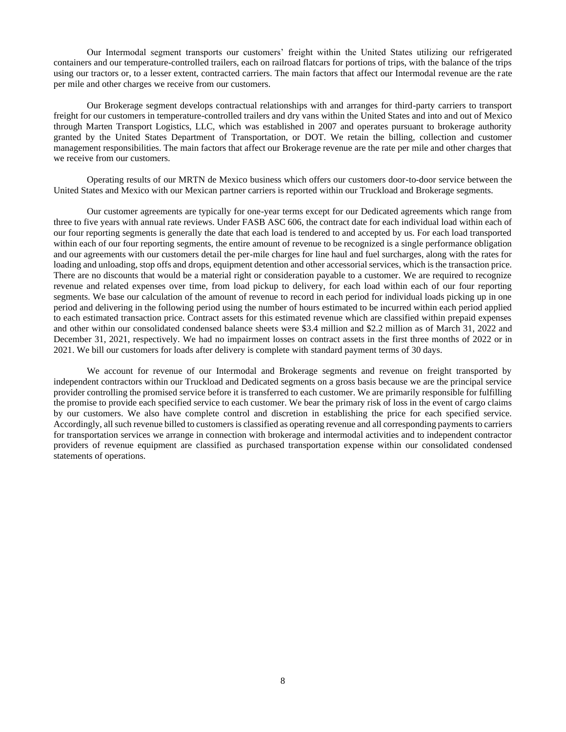Our Intermodal segment transports our customers' freight within the United States utilizing our refrigerated containers and our temperature-controlled trailers, each on railroad flatcars for portions of trips, with the balance of the trips using our tractors or, to a lesser extent, contracted carriers. The main factors that affect our Intermodal revenue are the rate per mile and other charges we receive from our customers.

Our Brokerage segment develops contractual relationships with and arranges for third-party carriers to transport freight for our customers in temperature-controlled trailers and dry vans within the United States and into and out of Mexico through Marten Transport Logistics, LLC, which was established in 2007 and operates pursuant to brokerage authority granted by the United States Department of Transportation, or DOT. We retain the billing, collection and customer management responsibilities. The main factors that affect our Brokerage revenue are the rate per mile and other charges that we receive from our customers.

Operating results of our MRTN de Mexico business which offers our customers door-to-door service between the United States and Mexico with our Mexican partner carriers is reported within our Truckload and Brokerage segments.

Our customer agreements are typically for one-year terms except for our Dedicated agreements which range from three to five years with annual rate reviews. Under FASB ASC 606, the contract date for each individual load within each of our four reporting segments is generally the date that each load is tendered to and accepted by us. For each load transported within each of our four reporting segments, the entire amount of revenue to be recognized is a single performance obligation and our agreements with our customers detail the per-mile charges for line haul and fuel surcharges, along with the rates for loading and unloading, stop offs and drops, equipment detention and other accessorial services, which is the transaction price. There are no discounts that would be a material right or consideration payable to a customer. We are required to recognize revenue and related expenses over time, from load pickup to delivery, for each load within each of our four reporting segments. We base our calculation of the amount of revenue to record in each period for individual loads picking up in one period and delivering in the following period using the number of hours estimated to be incurred within each period applied to each estimated transaction price. Contract assets for this estimated revenue which are classified within prepaid expenses and other within our consolidated condensed balance sheets were $3.4 million and $2.2 million as of March 31, 2022 and December 31, 2021, respectively. We had no impairment losses on contract assets in the first three months of 2022 or in 2021. We bill our customers for loads after delivery is complete with standard payment terms of 30 days.

We account for revenue of our Intermodal and Brokerage segments and revenue on freight transported by independent contractors within our Truckload and Dedicated segments on a gross basis because we are the principal service provider controlling the promised service before it is transferred to each customer. We are primarily responsible for fulfilling the promise to provide each specified service to each customer. We bear the primary risk of loss in the event of cargo claims by our customers. We also have complete control and discretion in establishing the price for each specified service. Accordingly, all such revenue billed to customers is classified as operating revenue and all corresponding payments to carriers for transportation services we arrange in connection with brokerage and intermodal activities and to independent contractor providers of revenue equipment are classified as purchased transportation expense within our consolidated condensed statements of operations.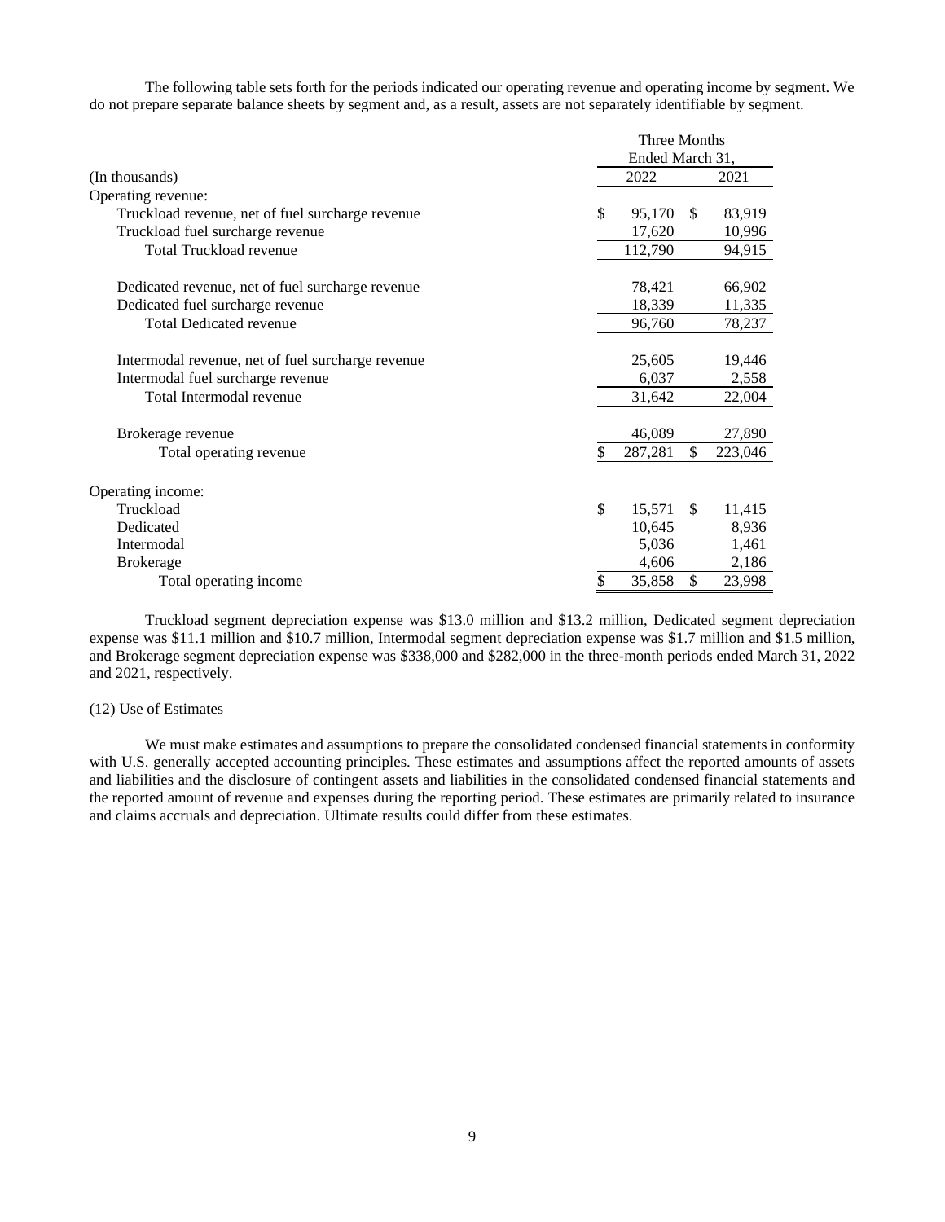The following table sets forth for the periods indicated our operating revenue and operating income by segment. We do not prepare separate balance sheets by segment and, as a result, assets are not separately identifiable by segment.

| (In thousands) | Three Months Ended March 31, 2022 | Three Months Ended March 31, 2021 |
|---|---|---|
| Operating revenue: | | |
| Truckload revenue, net of fuel surcharge revenue | $ 95,170 | $ 83,919 |
| Truckload fuel surcharge revenue | 17,620 | 10,996 |
| Total Truckload revenue | 112,790 | 94,915 |
| Dedicated revenue, net of fuel surcharge revenue | 78,421 | 66,902 |
| Dedicated fuel surcharge revenue | 18,339 | 11,335 |
| Total Dedicated revenue | 96,760 | 78,237 |
| Intermodal revenue, net of fuel surcharge revenue | 25,605 | 19,446 |
| Intermodal fuel surcharge revenue | 6,037 | 2,558 |
| Total Intermodal revenue | 31,642 | 22,004 |
| Brokerage revenue | 46,089 | 27,890 |
| Total operating revenue | $ 287,281 | $ 223,046 |
| Operating income: | | |
| Truckload | $ 15,571 | $ 11,415 |
| Dedicated | 10,645 | 8,936 |
| Intermodal | 5,036 | 1,461 |
| Brokerage | 4,606 | 2,186 |
| Total operating income | $ 35,858 | $ 23,998 |

Truckload segment depreciation expense was $13.0 million and $13.2 million, Dedicated segment depreciation expense was $11.1 million and $10.7 million, Intermodal segment depreciation expense was $1.7 million and $1.5 million, and Brokerage segment depreciation expense was $338,000 and $282,000 in the three-month periods ended March 31, 2022 and 2021, respectively.

(12) Use of Estimates

We must make estimates and assumptions to prepare the consolidated condensed financial statements in conformity with U.S. generally accepted accounting principles. These estimates and assumptions affect the reported amounts of assets and liabilities and the disclosure of contingent assets and liabilities in the consolidated condensed financial statements and the reported amount of revenue and expenses during the reporting period. These estimates are primarily related to insurance and claims accruals and depreciation. Ultimate results could differ from these estimates.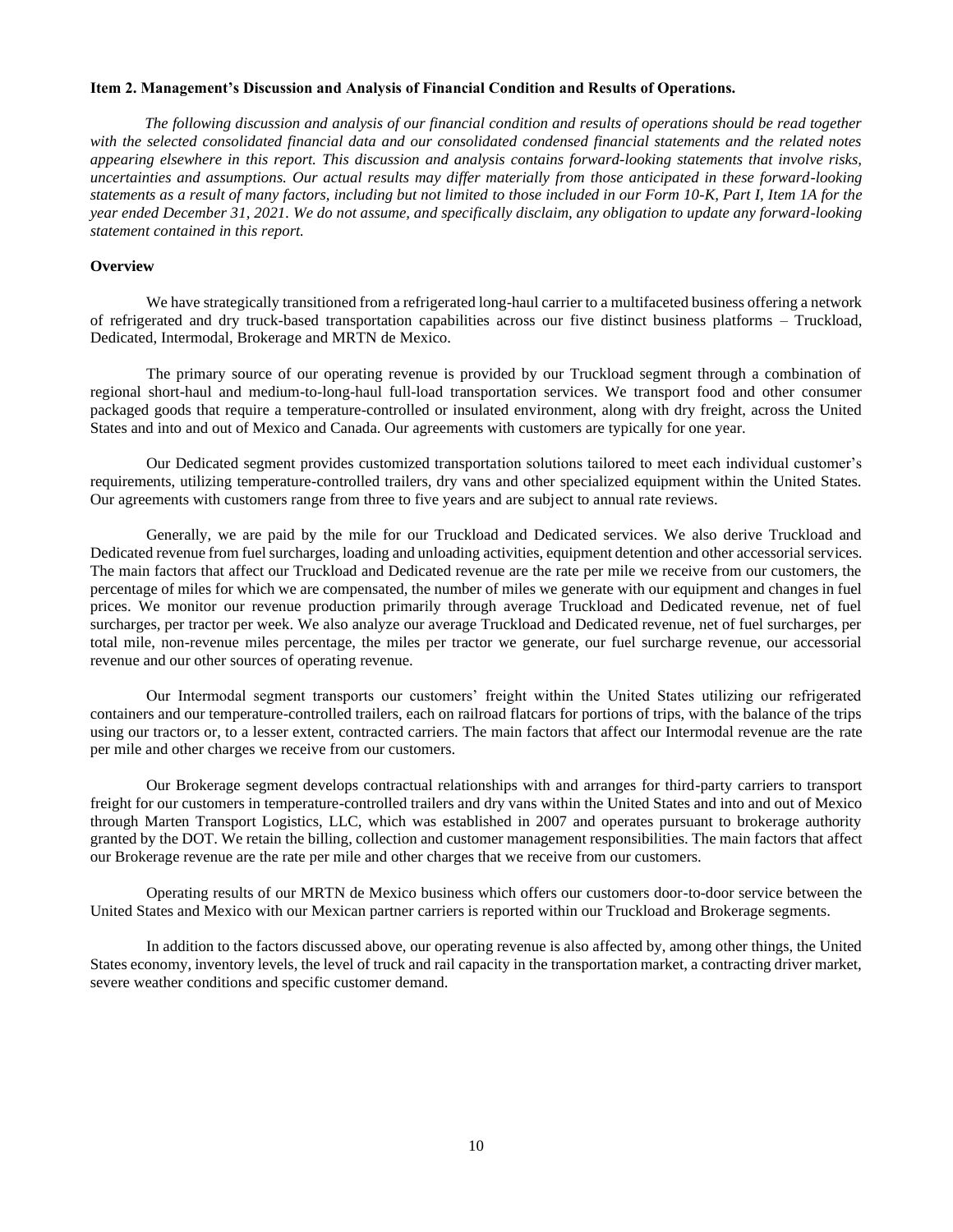**Item 2. Management's Discussion and Analysis of Financial Condition and Results of Operations.**

*The following discussion and analysis of our financial condition and results of operations should be read together with the selected consolidated financial data and our consolidated condensed financial statements and the related notes appearing elsewhere in this report. This discussion and analysis contains forward-looking statements that involve risks, uncertainties and assumptions. Our actual results may differ materially from those anticipated in these forward-looking statements as a result of many factors, including but not limited to those included in our Form 10-K, Part I, Item 1A for the year ended December 31, 2021. We do not assume, and specifically disclaim, any obligation to update any forward-looking statement contained in this report.*

**Overview**

We have strategically transitioned from a refrigerated long-haul carrier to a multifaceted business offering a network of refrigerated and dry truck-based transportation capabilities across our five distinct business platforms – Truckload, Dedicated, Intermodal, Brokerage and MRTN de Mexico.

The primary source of our operating revenue is provided by our Truckload segment through a combination of regional short-haul and medium-to-long-haul full-load transportation services. We transport food and other consumer packaged goods that require a temperature-controlled or insulated environment, along with dry freight, across the United States and into and out of Mexico and Canada. Our agreements with customers are typically for one year.

Our Dedicated segment provides customized transportation solutions tailored to meet each individual customer's requirements, utilizing temperature-controlled trailers, dry vans and other specialized equipment within the United States. Our agreements with customers range from three to five years and are subject to annual rate reviews.

Generally, we are paid by the mile for our Truckload and Dedicated services. We also derive Truckload and Dedicated revenue from fuel surcharges, loading and unloading activities, equipment detention and other accessorial services. The main factors that affect our Truckload and Dedicated revenue are the rate per mile we receive from our customers, the percentage of miles for which we are compensated, the number of miles we generate with our equipment and changes in fuel prices. We monitor our revenue production primarily through average Truckload and Dedicated revenue, net of fuel surcharges, per tractor per week. We also analyze our average Truckload and Dedicated revenue, net of fuel surcharges, per total mile, non-revenue miles percentage, the miles per tractor we generate, our fuel surcharge revenue, our accessorial revenue and our other sources of operating revenue.

Our Intermodal segment transports our customers' freight within the United States utilizing our refrigerated containers and our temperature-controlled trailers, each on railroad flatcars for portions of trips, with the balance of the trips using our tractors or, to a lesser extent, contracted carriers. The main factors that affect our Intermodal revenue are the rate per mile and other charges we receive from our customers.

Our Brokerage segment develops contractual relationships with and arranges for third-party carriers to transport freight for our customers in temperature-controlled trailers and dry vans within the United States and into and out of Mexico through Marten Transport Logistics, LLC, which was established in 2007 and operates pursuant to brokerage authority granted by the DOT. We retain the billing, collection and customer management responsibilities. The main factors that affect our Brokerage revenue are the rate per mile and other charges that we receive from our customers.

Operating results of our MRTN de Mexico business which offers our customers door-to-door service between the United States and Mexico with our Mexican partner carriers is reported within our Truckload and Brokerage segments.

In addition to the factors discussed above, our operating revenue is also affected by, among other things, the United States economy, inventory levels, the level of truck and rail capacity in the transportation market, a contracting driver market, severe weather conditions and specific customer demand.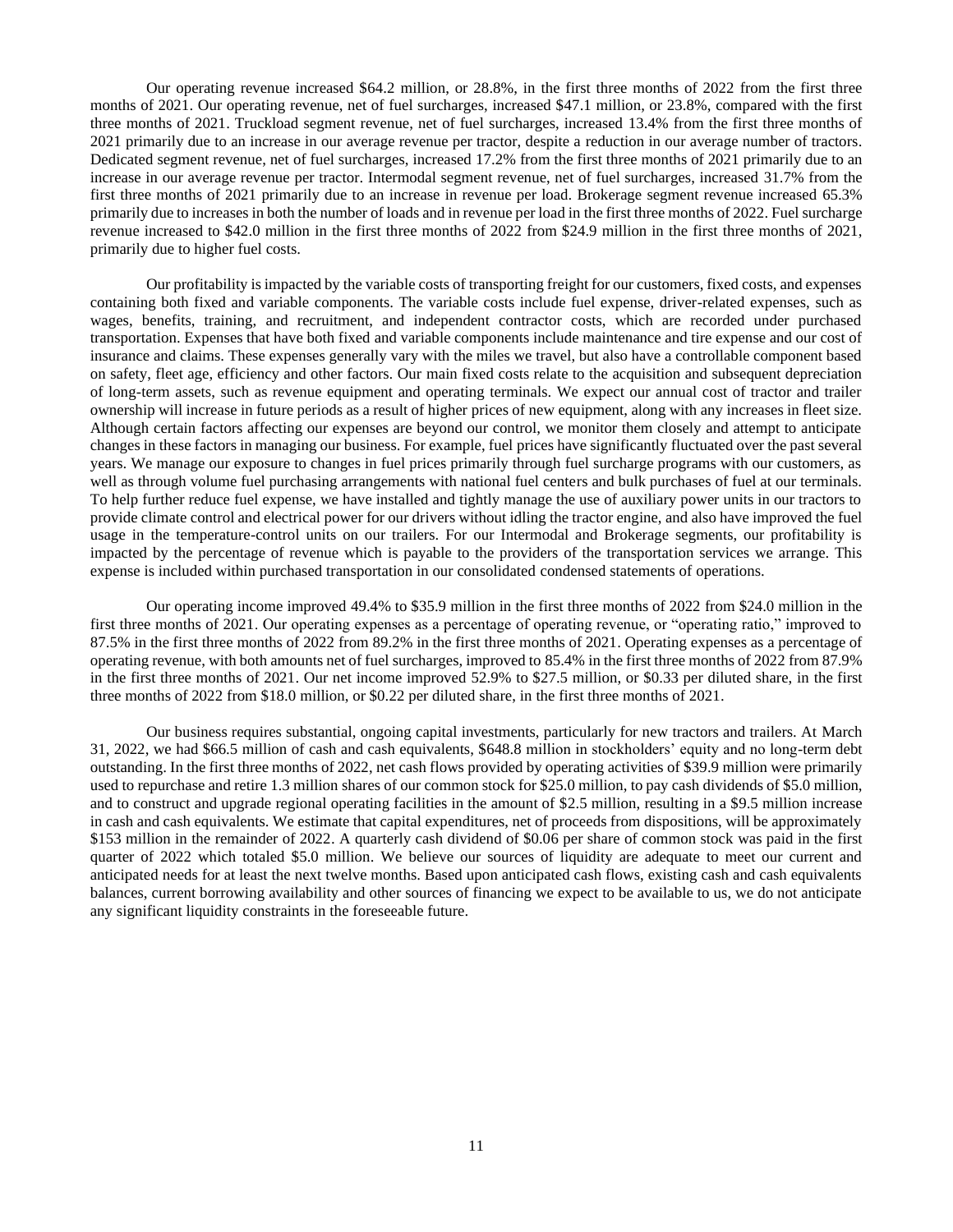Our operating revenue increased $64.2 million, or 28.8%, in the first three months of 2022 from the first three months of 2021. Our operating revenue, net of fuel surcharges, increased $47.1 million, or 23.8%, compared with the first three months of 2021. Truckload segment revenue, net of fuel surcharges, increased 13.4% from the first three months of 2021 primarily due to an increase in our average revenue per tractor, despite a reduction in our average number of tractors. Dedicated segment revenue, net of fuel surcharges, increased 17.2% from the first three months of 2021 primarily due to an increase in our average revenue per tractor. Intermodal segment revenue, net of fuel surcharges, increased 31.7% from the first three months of 2021 primarily due to an increase in revenue per load. Brokerage segment revenue increased 65.3% primarily due to increases in both the number of loads and in revenue per load in the first three months of 2022. Fuel surcharge revenue increased to $42.0 million in the first three months of 2022 from $24.9 million in the first three months of 2021, primarily due to higher fuel costs.

Our profitability is impacted by the variable costs of transporting freight for our customers, fixed costs, and expenses containing both fixed and variable components. The variable costs include fuel expense, driver-related expenses, such as wages, benefits, training, and recruitment, and independent contractor costs, which are recorded under purchased transportation. Expenses that have both fixed and variable components include maintenance and tire expense and our cost of insurance and claims. These expenses generally vary with the miles we travel, but also have a controllable component based on safety, fleet age, efficiency and other factors. Our main fixed costs relate to the acquisition and subsequent depreciation of long-term assets, such as revenue equipment and operating terminals. We expect our annual cost of tractor and trailer ownership will increase in future periods as a result of higher prices of new equipment, along with any increases in fleet size. Although certain factors affecting our expenses are beyond our control, we monitor them closely and attempt to anticipate changes in these factors in managing our business. For example, fuel prices have significantly fluctuated over the past several years. We manage our exposure to changes in fuel prices primarily through fuel surcharge programs with our customers, as well as through volume fuel purchasing arrangements with national fuel centers and bulk purchases of fuel at our terminals. To help further reduce fuel expense, we have installed and tightly manage the use of auxiliary power units in our tractors to provide climate control and electrical power for our drivers without idling the tractor engine, and also have improved the fuel usage in the temperature-control units on our trailers. For our Intermodal and Brokerage segments, our profitability is impacted by the percentage of revenue which is payable to the providers of the transportation services we arrange. This expense is included within purchased transportation in our consolidated condensed statements of operations.

Our operating income improved 49.4% to $35.9 million in the first three months of 2022 from $24.0 million in the first three months of 2021. Our operating expenses as a percentage of operating revenue, or "operating ratio," improved to 87.5% in the first three months of 2022 from 89.2% in the first three months of 2021. Operating expenses as a percentage of operating revenue, with both amounts net of fuel surcharges, improved to 85.4% in the first three months of 2022 from 87.9% in the first three months of 2021. Our net income improved 52.9% to $27.5 million, or $0.33 per diluted share, in the first three months of 2022 from $18.0 million, or $0.22 per diluted share, in the first three months of 2021.

Our business requires substantial, ongoing capital investments, particularly for new tractors and trailers. At March 31, 2022, we had $66.5 million of cash and cash equivalents, $648.8 million in stockholders' equity and no long-term debt outstanding. In the first three months of 2022, net cash flows provided by operating activities of $39.9 million were primarily used to repurchase and retire 1.3 million shares of our common stock for $25.0 million, to pay cash dividends of $5.0 million, and to construct and upgrade regional operating facilities in the amount of $2.5 million, resulting in a $9.5 million increase in cash and cash equivalents. We estimate that capital expenditures, net of proceeds from dispositions, will be approximately $153 million in the remainder of 2022. A quarterly cash dividend of $0.06 per share of common stock was paid in the first quarter of 2022 which totaled $5.0 million. We believe our sources of liquidity are adequate to meet our current and anticipated needs for at least the next twelve months. Based upon anticipated cash flows, existing cash and cash equivalents balances, current borrowing availability and other sources of financing we expect to be available to us, we do not anticipate any significant liquidity constraints in the foreseeable future.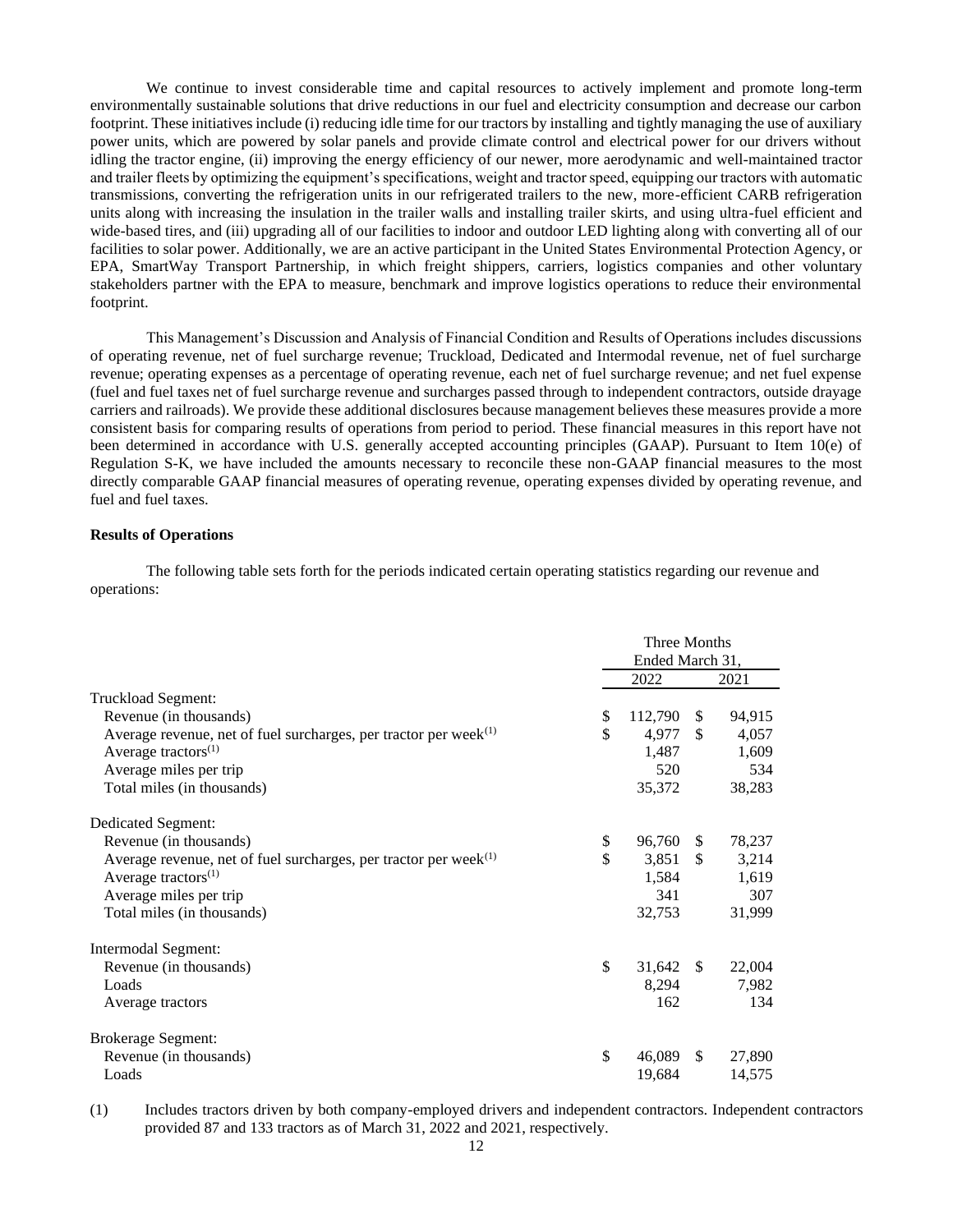We continue to invest considerable time and capital resources to actively implement and promote long-term environmentally sustainable solutions that drive reductions in our fuel and electricity consumption and decrease our carbon footprint. These initiatives include (i) reducing idle time for our tractors by installing and tightly managing the use of auxiliary power units, which are powered by solar panels and provide climate control and electrical power for our drivers without idling the tractor engine, (ii) improving the energy efficiency of our newer, more aerodynamic and well-maintained tractor and trailer fleets by optimizing the equipment's specifications, weight and tractor speed, equipping our tractors with automatic transmissions, converting the refrigeration units in our refrigerated trailers to the new, more-efficient CARB refrigeration units along with increasing the insulation in the trailer walls and installing trailer skirts, and using ultra-fuel efficient and wide-based tires, and (iii) upgrading all of our facilities to indoor and outdoor LED lighting along with converting all of our facilities to solar power. Additionally, we are an active participant in the United States Environmental Protection Agency, or EPA, SmartWay Transport Partnership, in which freight shippers, carriers, logistics companies and other voluntary stakeholders partner with the EPA to measure, benchmark and improve logistics operations to reduce their environmental footprint.

This Management's Discussion and Analysis of Financial Condition and Results of Operations includes discussions of operating revenue, net of fuel surcharge revenue; Truckload, Dedicated and Intermodal revenue, net of fuel surcharge revenue; operating expenses as a percentage of operating revenue, each net of fuel surcharge revenue; and net fuel expense (fuel and fuel taxes net of fuel surcharge revenue and surcharges passed through to independent contractors, outside drayage carriers and railroads). We provide these additional disclosures because management believes these measures provide a more consistent basis for comparing results of operations from period to period. These financial measures in this report have not been determined in accordance with U.S. generally accepted accounting principles (GAAP). Pursuant to Item 10(e) of Regulation S-K, we have included the amounts necessary to reconcile these non-GAAP financial measures to the most directly comparable GAAP financial measures of operating revenue, operating expenses divided by operating revenue, and fuel and fuel taxes.

**Results of Operations**

The following table sets forth for the periods indicated certain operating statistics regarding our revenue and operations:

| | Three Months Ended March 31, | |
|---|---|---|
| | 2022 | 2021 |
| Truckload Segment: | | |
| Revenue (in thousands) | $ 112,790 | $ 94,915 |
| Average revenue, net of fuel surcharges, per tractor per week[(1)] | $ 4,977 | $ 4,057 |
| Average tractors[(1)] | 1,487 | 1,609 |
| Average miles per trip | 520 | 534 |
| Total miles (in thousands) | 35,372 | 38,283 |
| Dedicated Segment: | | |
| Revenue (in thousands) | $ 96,760 | $ 78,237 |
| Average revenue, net of fuel surcharges, per tractor per week[(1)] | $ 3,851 | $ 3,214 |
| Average tractors[(1)] | 1,584 | 1,619 |
| Average miles per trip | 341 | 307 |
| Total miles (in thousands) | 32,753 | 31,999 |
| Intermodal Segment: | | |
| Revenue (in thousands) | $ 31,642 | $ 22,004 |
| Loads | 8,294 | 7,982 |
| Average tractors | 162 | 134 |
| Brokerage Segment: | | |
| Revenue (in thousands) | $ 46,089 | $ 27,890 |
| Loads | 19,684 | 14,575 |

(1) Includes tractors driven by both company-employed drivers and independent contractors. Independent contractors provided 87 and 133 tractors as of March 31, 2022 and 2021, respectively.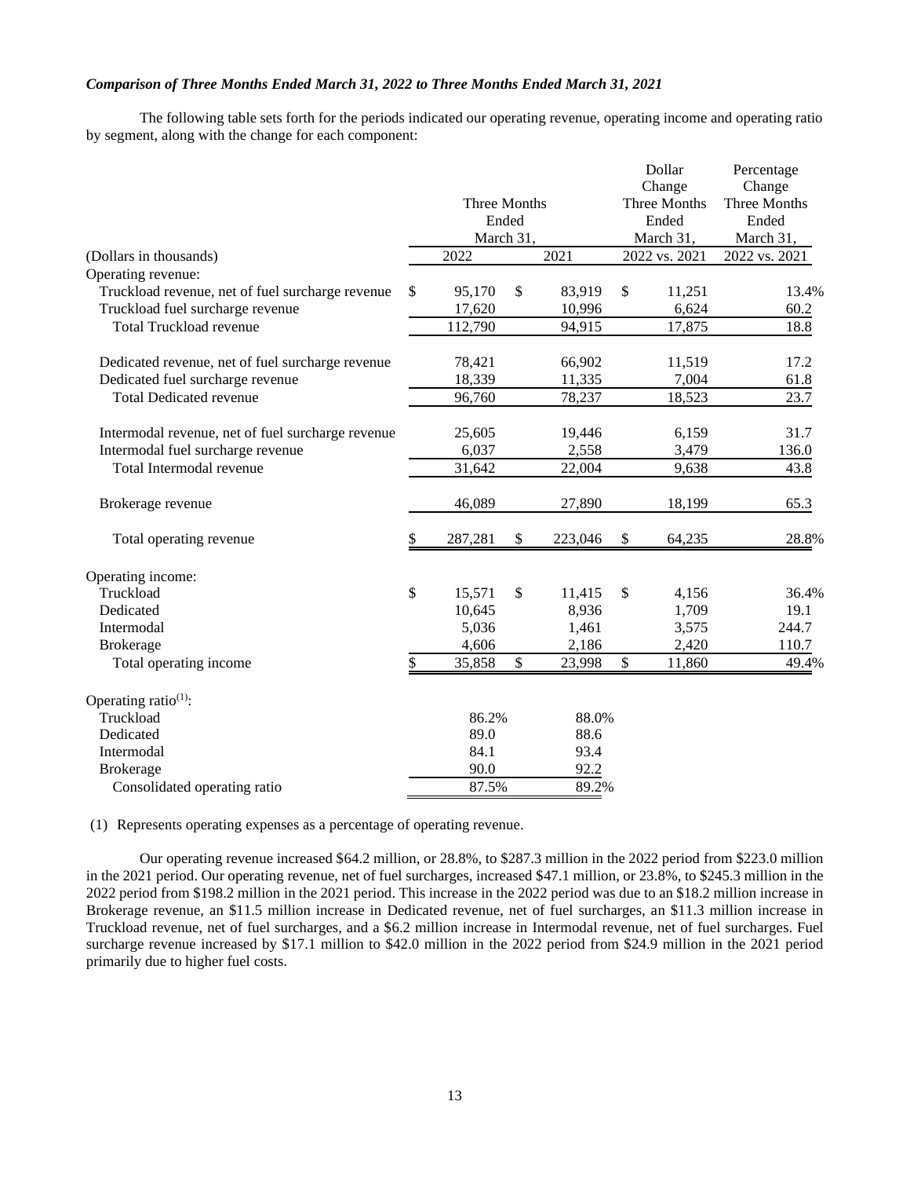***Comparison of Three Months Ended March 31, 2022 to Three Months Ended March 31, 2021***

The following table sets forth for the periods indicated our operating revenue, operating income and operating ratio by segment, along with the change for each component:

| (Dollars in thousands) | Three Months Ended March 31, 2022 | Three Months Ended March 31, 2021 | Dollar Change Three Months Ended March 31, 2022 vs. 2021 | Percentage Change Three Months Ended March 31, 2022 vs. 2021 |
|---|---|---|---|---|
| Operating revenue: | | | | |
| Truckload revenue, net of fuel surcharge revenue | $ 95,170 | $ 83,919 | $ 11,251 | 13.4% |
| Truckload fuel surcharge revenue | 17,620 | 10,996 | 6,624 | 60.2 |
| Total Truckload revenue | 112,790 | 94,915 | 17,875 | 18.8 |
| Dedicated revenue, net of fuel surcharge revenue | 78,421 | 66,902 | 11,519 | 17.2 |
| Dedicated fuel surcharge revenue | 18,339 | 11,335 | 7,004 | 61.8 |
| Total Dedicated revenue | 96,760 | 78,237 | 18,523 | 23.7 |
| Intermodal revenue, net of fuel surcharge revenue | 25,605 | 19,446 | 6,159 | 31.7 |
| Intermodal fuel surcharge revenue | 6,037 | 2,558 | 3,479 | 136.0 |
| Total Intermodal revenue | 31,642 | 22,004 | 9,638 | 43.8 |
| Brokerage revenue | 46,089 | 27,890 | 18,199 | 65.3 |
| Total operating revenue | $ 287,281 | $ 223,046 | $ 64,235 | 28.8% |
| Operating income: | | | | |
| Truckload | $ 15,571 | $ 11,415 | $ 4,156 | 36.4% |
| Dedicated | 10,645 | 8,936 | 1,709 | 19.1 |
| Intermodal | 5,036 | 1,461 | 3,575 | 244.7 |
| Brokerage | 4,606 | 2,186 | 2,420 | 110.7 |
| Total operating income | $ 35,858 | $ 23,998 | $ 11,860 | 49.4% |
| Operating ratio[(1)]: | | | | |
| Truckload | 86.2% | 88.0% | | |
| Dedicated | 89.0 | 88.6 | | |
| Intermodal | 84.1 | 93.4 | | |
| Brokerage | 90.0 | 92.2 | | |
| Consolidated operating ratio | 87.5% | 89.2% | | |

(1) Represents operating expenses as a percentage of operating revenue.

Our operating revenue increased $64.2 million, or 28.8%, to $287.3 million in the 2022 period from $223.0 million in the 2021 period. Our operating revenue, net of fuel surcharges, increased $47.1 million, or 23.8%, to $245.3 million in the 2022 period from $198.2 million in the 2021 period. This increase in the 2022 period was due to an $18.2 million increase in Brokerage revenue, an $11.5 million increase in Dedicated revenue, net of fuel surcharges, an $11.3 million increase in Truckload revenue, net of fuel surcharges, and a $6.2 million increase in Intermodal revenue, net of fuel surcharges. Fuel surcharge revenue increased by $17.1 million to $42.0 million in the 2022 period from $24.9 million in the 2021 period primarily due to higher fuel costs.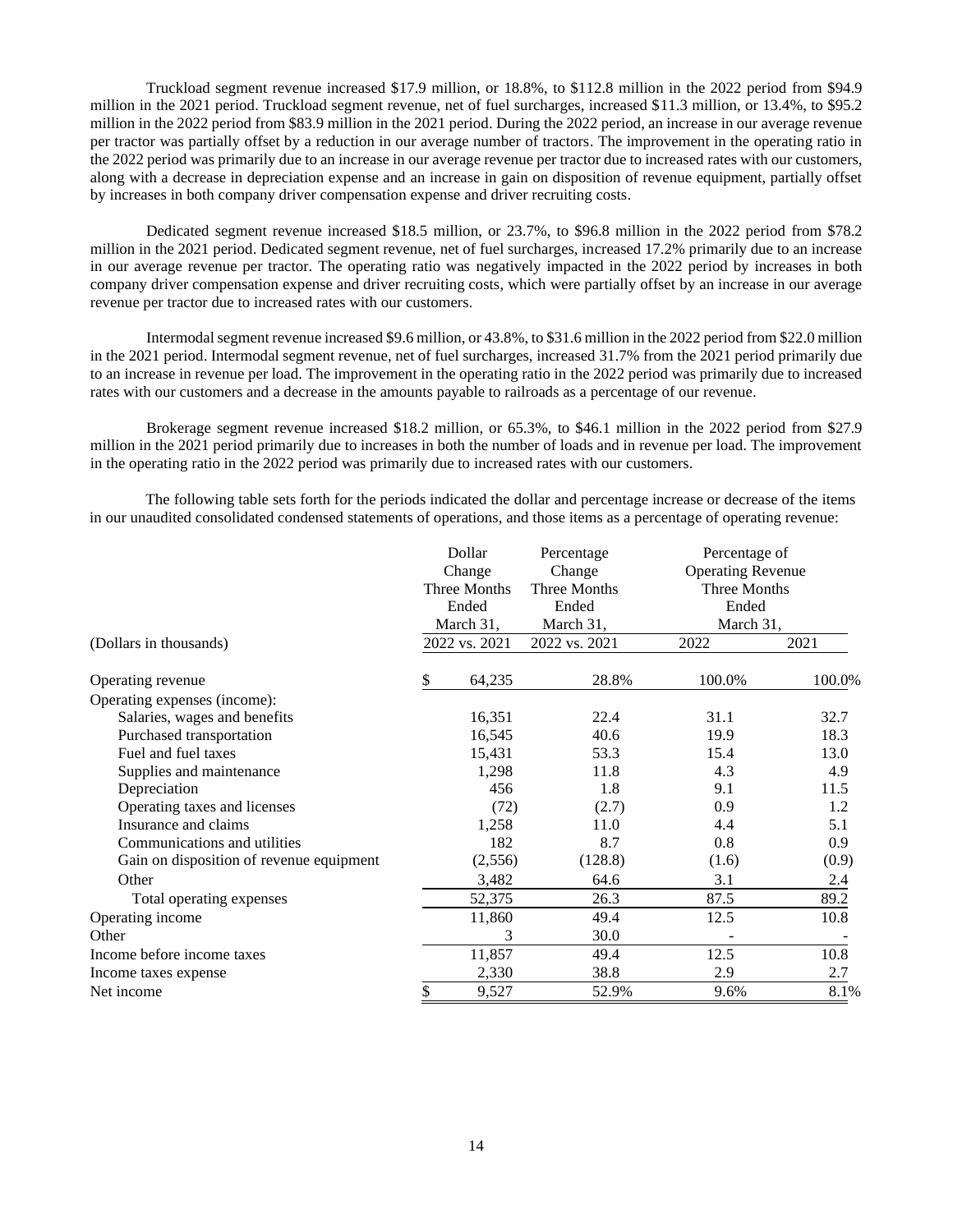Truckload segment revenue increased $17.9 million, or 18.8%, to $112.8 million in the 2022 period from $94.9 million in the 2021 period. Truckload segment revenue, net of fuel surcharges, increased $11.3 million, or 13.4%, to $95.2 million in the 2022 period from $83.9 million in the 2021 period. During the 2022 period, an increase in our average revenue per tractor was partially offset by a reduction in our average number of tractors. The improvement in the operating ratio in the 2022 period was primarily due to an increase in our average revenue per tractor due to increased rates with our customers, along with a decrease in depreciation expense and an increase in gain on disposition of revenue equipment, partially offset by increases in both company driver compensation expense and driver recruiting costs.

Dedicated segment revenue increased $18.5 million, or 23.7%, to $96.8 million in the 2022 period from $78.2 million in the 2021 period. Dedicated segment revenue, net of fuel surcharges, increased 17.2% primarily due to an increase in our average revenue per tractor. The operating ratio was negatively impacted in the 2022 period by increases in both company driver compensation expense and driver recruiting costs, which were partially offset by an increase in our average revenue per tractor due to increased rates with our customers.

Intermodal segment revenue increased $9.6 million, or 43.8%, to $31.6 million in the 2022 period from $22.0 million in the 2021 period. Intermodal segment revenue, net of fuel surcharges, increased 31.7% from the 2021 period primarily due to an increase in revenue per load. The improvement in the operating ratio in the 2022 period was primarily due to increased rates with our customers and a decrease in the amounts payable to railroads as a percentage of our revenue.

Brokerage segment revenue increased $18.2 million, or 65.3%, to $46.1 million in the 2022 period from $27.9 million in the 2021 period primarily due to increases in both the number of loads and in revenue per load. The improvement in the operating ratio in the 2022 period was primarily due to increased rates with our customers.

The following table sets forth for the periods indicated the dollar and percentage increase or decrease of the items in our unaudited consolidated condensed statements of operations, and those items as a percentage of operating revenue:

| (Dollars in thousands) | Dollar Change Three Months Ended March 31, 2022 vs. 2021 | Percentage Change Three Months Ended March 31, 2022 vs. 2021 | Percentage of Operating Revenue Three Months Ended March 31, 2022 | 2021 |
|---|---|---|---|---|
| Operating revenue | $ 64,235 | 28.8% | 100.0% | 100.0% |
| Operating expenses (income): | | | | |
| Salaries, wages and benefits | 16,351 | 22.4 | 31.1 | 32.7 |
| Purchased transportation | 16,545 | 40.6 | 19.9 | 18.3 |
| Fuel and fuel taxes | 15,431 | 53.3 | 15.4 | 13.0 |
| Supplies and maintenance | 1,298 | 11.8 | 4.3 | 4.9 |
| Depreciation | 456 | 1.8 | 9.1 | 11.5 |
| Operating taxes and licenses | (72) | (2.7) | 0.9 | 1.2 |
| Insurance and claims | 1,258 | 11.0 | 4.4 | 5.1 |
| Communications and utilities | 182 | 8.7 | 0.8 | 0.9 |
| Gain on disposition of revenue equipment | (2,556) | (128.8) | (1.6) | (0.9) |
| Other | 3,482 | 64.6 | 3.1 | 2.4 |
| Total operating expenses | 52,375 | 26.3 | 87.5 | 89.2 |
| Operating income | 11,860 | 49.4 | 12.5 | 10.8 |
| Other | 3 | 30.0 | - | - |
| Income before income taxes | 11,857 | 49.4 | 12.5 | 10.8 |
| Income taxes expense | 2,330 | 38.8 | 2.9 | 2.7 |
| Net income | $ 9,527 | 52.9% | 9.6% | 8.1% |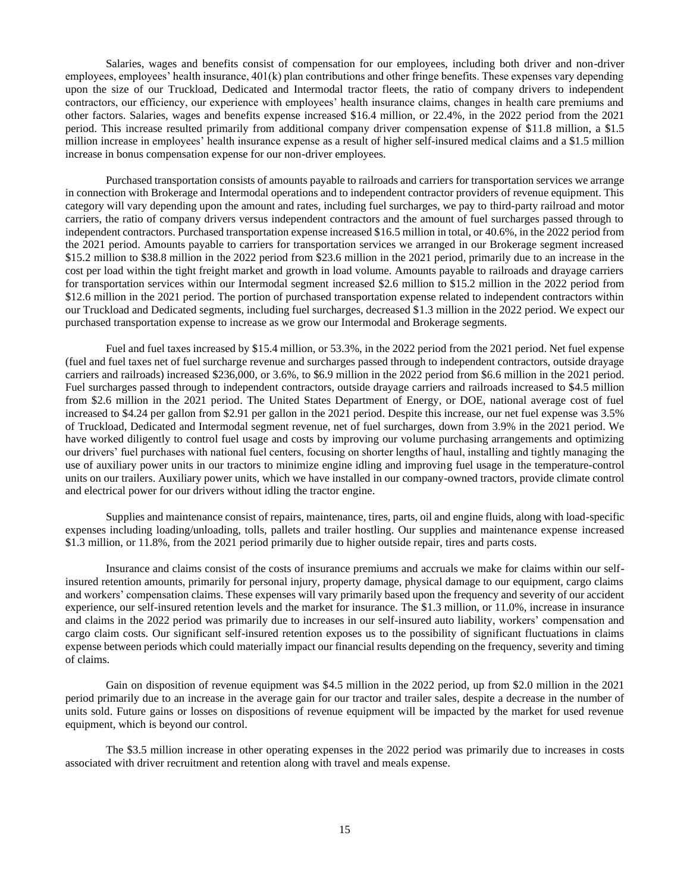Salaries, wages and benefits consist of compensation for our employees, including both driver and non-driver employees, employees' health insurance, 401(k) plan contributions and other fringe benefits. These expenses vary depending upon the size of our Truckload, Dedicated and Intermodal tractor fleets, the ratio of company drivers to independent contractors, our efficiency, our experience with employees' health insurance claims, changes in health care premiums and other factors. Salaries, wages and benefits expense increased $16.4 million, or 22.4%, in the 2022 period from the 2021 period. This increase resulted primarily from additional company driver compensation expense of $11.8 million, a $1.5 million increase in employees' health insurance expense as a result of higher self-insured medical claims and a $1.5 million increase in bonus compensation expense for our non-driver employees.

Purchased transportation consists of amounts payable to railroads and carriers for transportation services we arrange in connection with Brokerage and Intermodal operations and to independent contractor providers of revenue equipment. This category will vary depending upon the amount and rates, including fuel surcharges, we pay to third-party railroad and motor carriers, the ratio of company drivers versus independent contractors and the amount of fuel surcharges passed through to independent contractors. Purchased transportation expense increased $16.5 million in total, or 40.6%, in the 2022 period from the 2021 period. Amounts payable to carriers for transportation services we arranged in our Brokerage segment increased $15.2 million to $38.8 million in the 2022 period from $23.6 million in the 2021 period, primarily due to an increase in the cost per load within the tight freight market and growth in load volume. Amounts payable to railroads and drayage carriers for transportation services within our Intermodal segment increased $2.6 million to $15.2 million in the 2022 period from $12.6 million in the 2021 period. The portion of purchased transportation expense related to independent contractors within our Truckload and Dedicated segments, including fuel surcharges, decreased $1.3 million in the 2022 period. We expect our purchased transportation expense to increase as we grow our Intermodal and Brokerage segments.

Fuel and fuel taxes increased by $15.4 million, or 53.3%, in the 2022 period from the 2021 period. Net fuel expense (fuel and fuel taxes net of fuel surcharge revenue and surcharges passed through to independent contractors, outside drayage carriers and railroads) increased $236,000, or 3.6%, to $6.9 million in the 2022 period from $6.6 million in the 2021 period. Fuel surcharges passed through to independent contractors, outside drayage carriers and railroads increased to $4.5 million from $2.6 million in the 2021 period. The United States Department of Energy, or DOE, national average cost of fuel increased to $4.24 per gallon from $2.91 per gallon in the 2021 period. Despite this increase, our net fuel expense was 3.5% of Truckload, Dedicated and Intermodal segment revenue, net of fuel surcharges, down from 3.9% in the 2021 period. We have worked diligently to control fuel usage and costs by improving our volume purchasing arrangements and optimizing our drivers' fuel purchases with national fuel centers, focusing on shorter lengths of haul, installing and tightly managing the use of auxiliary power units in our tractors to minimize engine idling and improving fuel usage in the temperature-control units on our trailers. Auxiliary power units, which we have installed in our company-owned tractors, provide climate control and electrical power for our drivers without idling the tractor engine.

Supplies and maintenance consist of repairs, maintenance, tires, parts, oil and engine fluids, along with load-specific expenses including loading/unloading, tolls, pallets and trailer hostling. Our supplies and maintenance expense increased $1.3 million, or 11.8%, from the 2021 period primarily due to higher outside repair, tires and parts costs.

Insurance and claims consist of the costs of insurance premiums and accruals we make for claims within our self-insured retention amounts, primarily for personal injury, property damage, physical damage to our equipment, cargo claims and workers' compensation claims. These expenses will vary primarily based upon the frequency and severity of our accident experience, our self-insured retention levels and the market for insurance. The $1.3 million, or 11.0%, increase in insurance and claims in the 2022 period was primarily due to increases in our self-insured auto liability, workers' compensation and cargo claim costs. Our significant self-insured retention exposes us to the possibility of significant fluctuations in claims expense between periods which could materially impact our financial results depending on the frequency, severity and timing of claims.

Gain on disposition of revenue equipment was $4.5 million in the 2022 period, up from $2.0 million in the 2021 period primarily due to an increase in the average gain for our tractor and trailer sales, despite a decrease in the number of units sold. Future gains or losses on dispositions of revenue equipment will be impacted by the market for used revenue equipment, which is beyond our control.

The $3.5 million increase in other operating expenses in the 2022 period was primarily due to increases in costs associated with driver recruitment and retention along with travel and meals expense.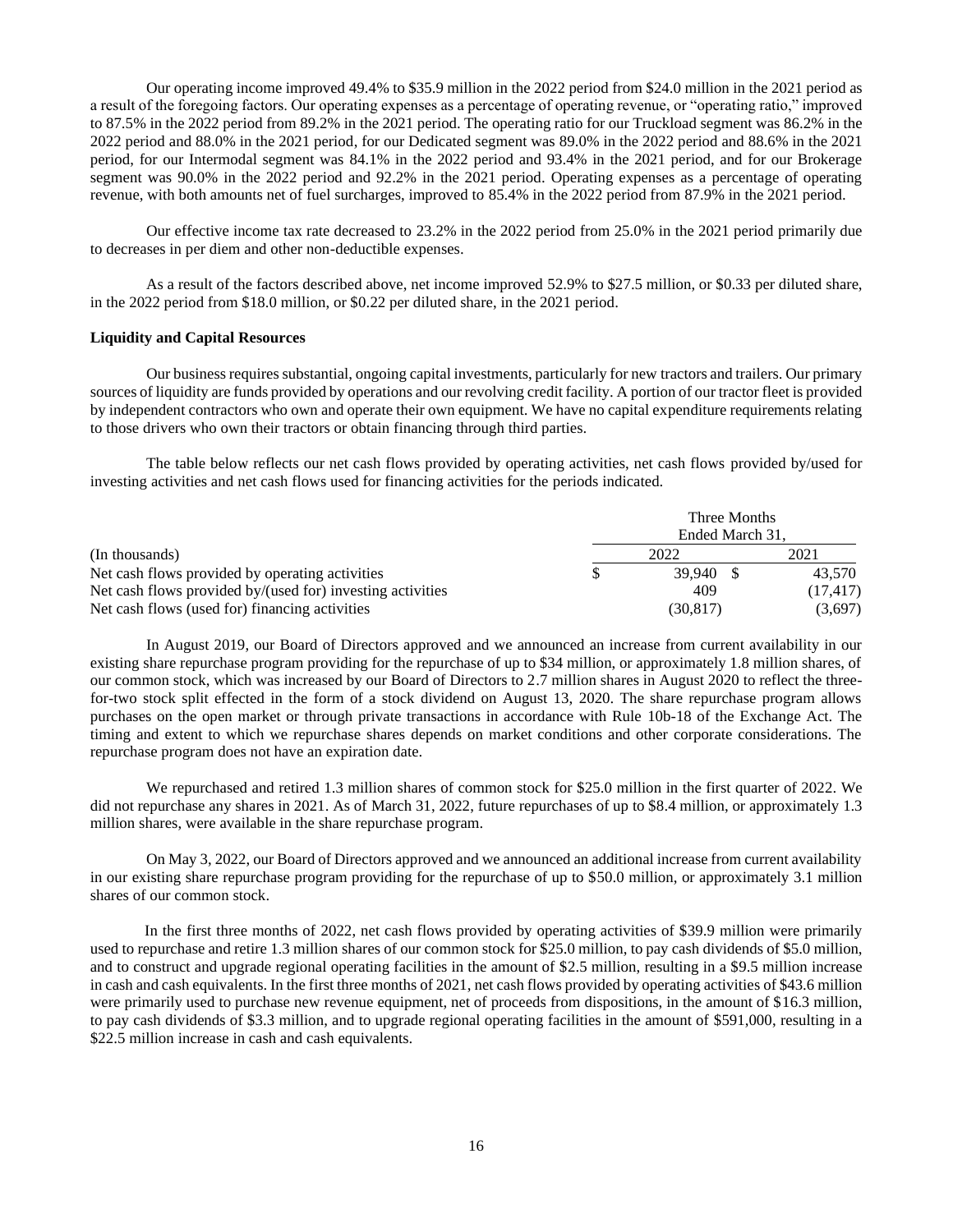Our operating income improved 49.4% to $35.9 million in the 2022 period from $24.0 million in the 2021 period as a result of the foregoing factors. Our operating expenses as a percentage of operating revenue, or "operating ratio," improved to 87.5% in the 2022 period from 89.2% in the 2021 period. The operating ratio for our Truckload segment was 86.2% in the 2022 period and 88.0% in the 2021 period, for our Dedicated segment was 89.0% in the 2022 period and 88.6% in the 2021 period, for our Intermodal segment was 84.1% in the 2022 period and 93.4% in the 2021 period, and for our Brokerage segment was 90.0% in the 2022 period and 92.2% in the 2021 period. Operating expenses as a percentage of operating revenue, with both amounts net of fuel surcharges, improved to 85.4% in the 2022 period from 87.9% in the 2021 period.

Our effective income tax rate decreased to 23.2% in the 2022 period from 25.0% in the 2021 period primarily due to decreases in per diem and other non-deductible expenses.

As a result of the factors described above, net income improved 52.9% to $27.5 million, or $0.33 per diluted share, in the 2022 period from $18.0 million, or $0.22 per diluted share, in the 2021 period.

**Liquidity and Capital Resources**

Our business requires substantial, ongoing capital investments, particularly for new tractors and trailers. Our primary sources of liquidity are funds provided by operations and our revolving credit facility. A portion of our tractor fleet is provided by independent contractors who own and operate their own equipment. We have no capital expenditure requirements relating to those drivers who own their tractors or obtain financing through third parties.

The table below reflects our net cash flows provided by operating activities, net cash flows provided by/used for investing activities and net cash flows used for financing activities for the periods indicated.

| (In thousands) | Three Months Ended March 31, 2022 | 2021 |
|---|---|---|
| Net cash flows provided by operating activities | $ 39,940 | $ 43,570 |
| Net cash flows provided by/(used for) investing activities | 409 | (17,417) |
| Net cash flows (used for) financing activities | (30,817) | (3,697) |

In August 2019, our Board of Directors approved and we announced an increase from current availability in our existing share repurchase program providing for the repurchase of up to $34 million, or approximately 1.8 million shares, of our common stock, which was increased by our Board of Directors to 2.7 million shares in August 2020 to reflect the three-for-two stock split effected in the form of a stock dividend on August 13, 2020. The share repurchase program allows purchases on the open market or through private transactions in accordance with Rule 10b-18 of the Exchange Act. The timing and extent to which we repurchase shares depends on market conditions and other corporate considerations. The repurchase program does not have an expiration date.

We repurchased and retired 1.3 million shares of common stock for $25.0 million in the first quarter of 2022. We did not repurchase any shares in 2021. As of March 31, 2022, future repurchases of up to $8.4 million, or approximately 1.3 million shares, were available in the share repurchase program.

On May 3, 2022, our Board of Directors approved and we announced an additional increase from current availability in our existing share repurchase program providing for the repurchase of up to $50.0 million, or approximately 3.1 million shares of our common stock.

In the first three months of 2022, net cash flows provided by operating activities of $39.9 million were primarily used to repurchase and retire 1.3 million shares of our common stock for $25.0 million, to pay cash dividends of $5.0 million, and to construct and upgrade regional operating facilities in the amount of $2.5 million, resulting in a $9.5 million increase in cash and cash equivalents. In the first three months of 2021, net cash flows provided by operating activities of $43.6 million were primarily used to purchase new revenue equipment, net of proceeds from dispositions, in the amount of $16.3 million, to pay cash dividends of $3.3 million, and to upgrade regional operating facilities in the amount of $591,000, resulting in a $22.5 million increase in cash and cash equivalents.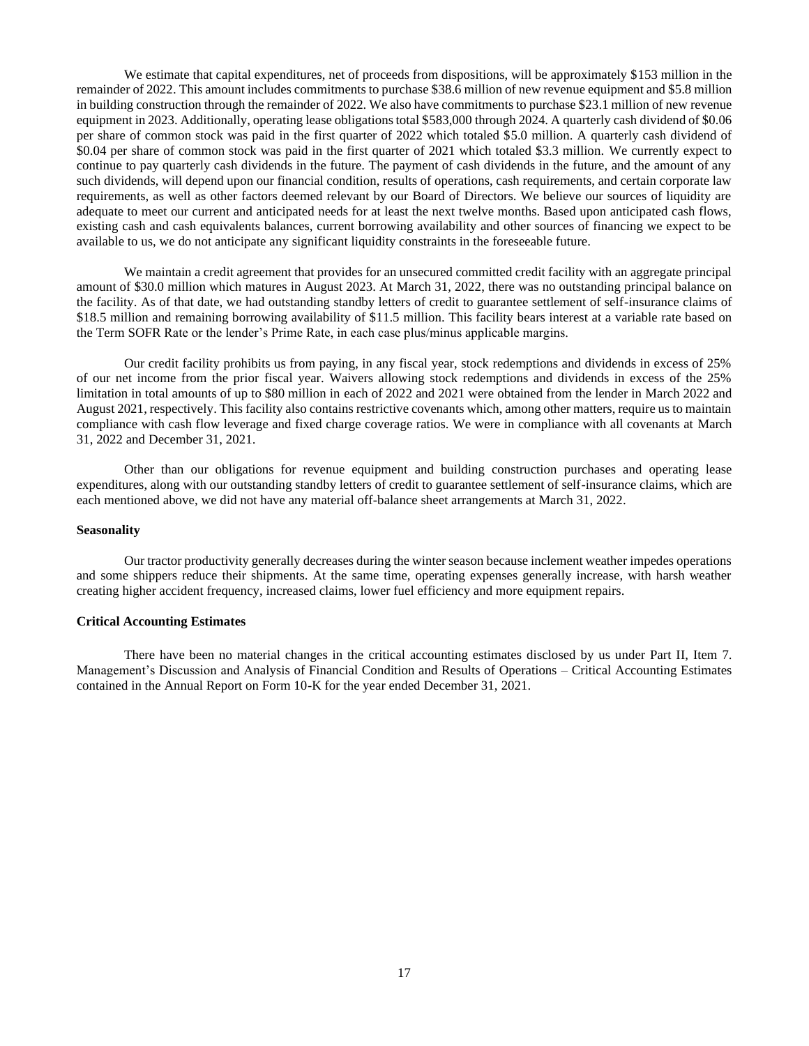We estimate that capital expenditures, net of proceeds from dispositions, will be approximately $153 million in the remainder of 2022. This amount includes commitments to purchase $38.6 million of new revenue equipment and $5.8 million in building construction through the remainder of 2022. We also have commitments to purchase $23.1 million of new revenue equipment in 2023. Additionally, operating lease obligations total $583,000 through 2024. A quarterly cash dividend of $0.06 per share of common stock was paid in the first quarter of 2022 which totaled $5.0 million. A quarterly cash dividend of $0.04 per share of common stock was paid in the first quarter of 2021 which totaled $3.3 million. We currently expect to continue to pay quarterly cash dividends in the future. The payment of cash dividends in the future, and the amount of any such dividends, will depend upon our financial condition, results of operations, cash requirements, and certain corporate law requirements, as well as other factors deemed relevant by our Board of Directors. We believe our sources of liquidity are adequate to meet our current and anticipated needs for at least the next twelve months. Based upon anticipated cash flows, existing cash and cash equivalents balances, current borrowing availability and other sources of financing we expect to be available to us, we do not anticipate any significant liquidity constraints in the foreseeable future.

We maintain a credit agreement that provides for an unsecured committed credit facility with an aggregate principal amount of $30.0 million which matures in August 2023. At March 31, 2022, there was no outstanding principal balance on the facility. As of that date, we had outstanding standby letters of credit to guarantee settlement of self-insurance claims of $18.5 million and remaining borrowing availability of $11.5 million. This facility bears interest at a variable rate based on the Term SOFR Rate or the lender's Prime Rate, in each case plus/minus applicable margins.

Our credit facility prohibits us from paying, in any fiscal year, stock redemptions and dividends in excess of 25% of our net income from the prior fiscal year. Waivers allowing stock redemptions and dividends in excess of the 25% limitation in total amounts of up to $80 million in each of 2022 and 2021 were obtained from the lender in March 2022 and August 2021, respectively. This facility also contains restrictive covenants which, among other matters, require us to maintain compliance with cash flow leverage and fixed charge coverage ratios. We were in compliance with all covenants at March 31, 2022 and December 31, 2021.

Other than our obligations for revenue equipment and building construction purchases and operating lease expenditures, along with our outstanding standby letters of credit to guarantee settlement of self-insurance claims, which are each mentioned above, we did not have any material off-balance sheet arrangements at March 31, 2022.

**Seasonality**

Our tractor productivity generally decreases during the winter season because inclement weather impedes operations and some shippers reduce their shipments. At the same time, operating expenses generally increase, with harsh weather creating higher accident frequency, increased claims, lower fuel efficiency and more equipment repairs.

**Critical Accounting Estimates**

There have been no material changes in the critical accounting estimates disclosed by us under Part II, Item 7. Management's Discussion and Analysis of Financial Condition and Results of Operations – Critical Accounting Estimates contained in the Annual Report on Form 10-K for the year ended December 31, 2021.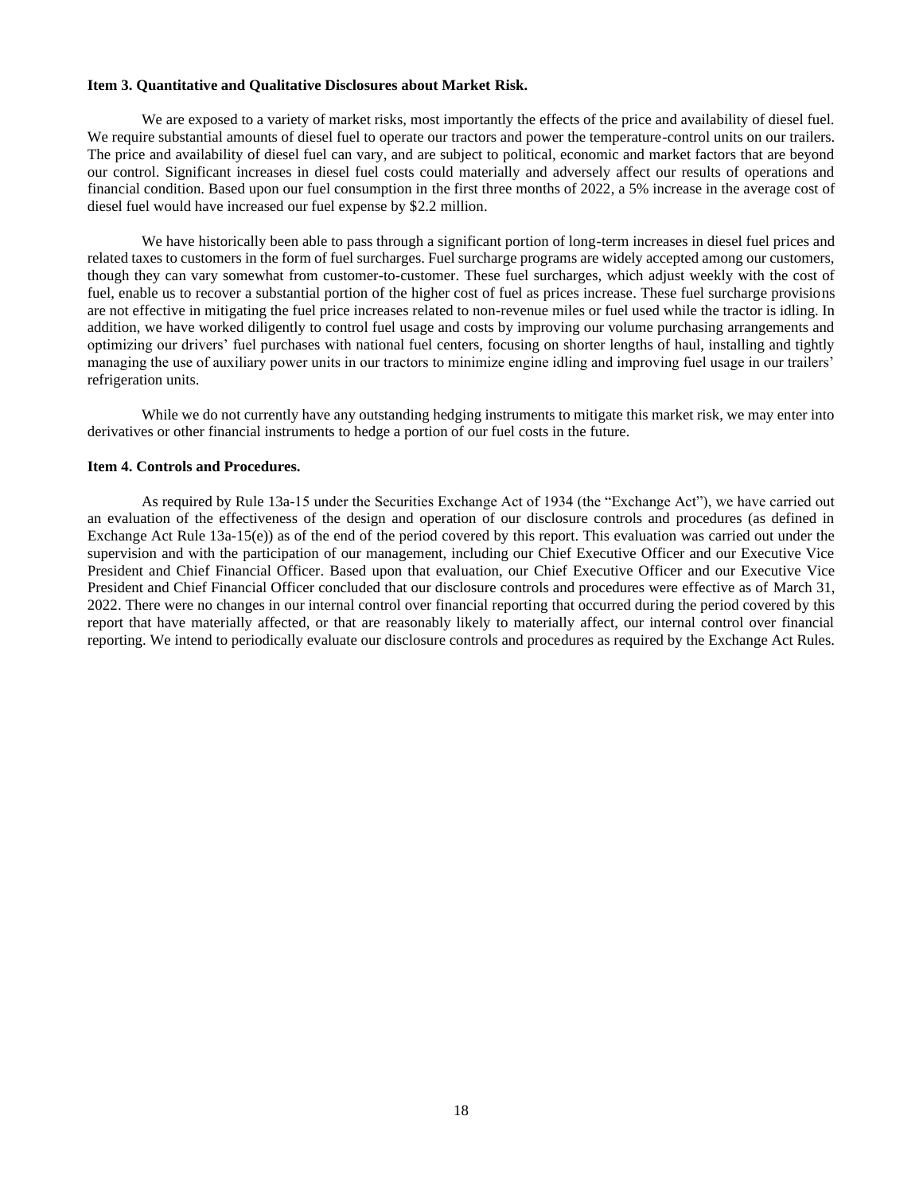**Item 3. Quantitative and Qualitative Disclosures about Market Risk.**

We are exposed to a variety of market risks, most importantly the effects of the price and availability of diesel fuel. We require substantial amounts of diesel fuel to operate our tractors and power the temperature-control units on our trailers. The price and availability of diesel fuel can vary, and are subject to political, economic and market factors that are beyond our control. Significant increases in diesel fuel costs could materially and adversely affect our results of operations and financial condition. Based upon our fuel consumption in the first three months of 2022, a 5% increase in the average cost of diesel fuel would have increased our fuel expense by $2.2 million.

We have historically been able to pass through a significant portion of long-term increases in diesel fuel prices and related taxes to customers in the form of fuel surcharges. Fuel surcharge programs are widely accepted among our customers, though they can vary somewhat from customer-to-customer. These fuel surcharges, which adjust weekly with the cost of fuel, enable us to recover a substantial portion of the higher cost of fuel as prices increase. These fuel surcharge provisions are not effective in mitigating the fuel price increases related to non-revenue miles or fuel used while the tractor is idling. In addition, we have worked diligently to control fuel usage and costs by improving our volume purchasing arrangements and optimizing our drivers' fuel purchases with national fuel centers, focusing on shorter lengths of haul, installing and tightly managing the use of auxiliary power units in our tractors to minimize engine idling and improving fuel usage in our trailers' refrigeration units.

While we do not currently have any outstanding hedging instruments to mitigate this market risk, we may enter into derivatives or other financial instruments to hedge a portion of our fuel costs in the future.

**Item 4. Controls and Procedures.**

As required by Rule 13a-15 under the Securities Exchange Act of 1934 (the "Exchange Act"), we have carried out an evaluation of the effectiveness of the design and operation of our disclosure controls and procedures (as defined in Exchange Act Rule 13a-15(e)) as of the end of the period covered by this report. This evaluation was carried out under the supervision and with the participation of our management, including our Chief Executive Officer and our Executive Vice President and Chief Financial Officer. Based upon that evaluation, our Chief Executive Officer and our Executive Vice President and Chief Financial Officer concluded that our disclosure controls and procedures were effective as of March 31, 2022. There were no changes in our internal control over financial reporting that occurred during the period covered by this report that have materially affected, or that are reasonably likely to materially affect, our internal control over financial reporting. We intend to periodically evaluate our disclosure controls and procedures as required by the Exchange Act Rules.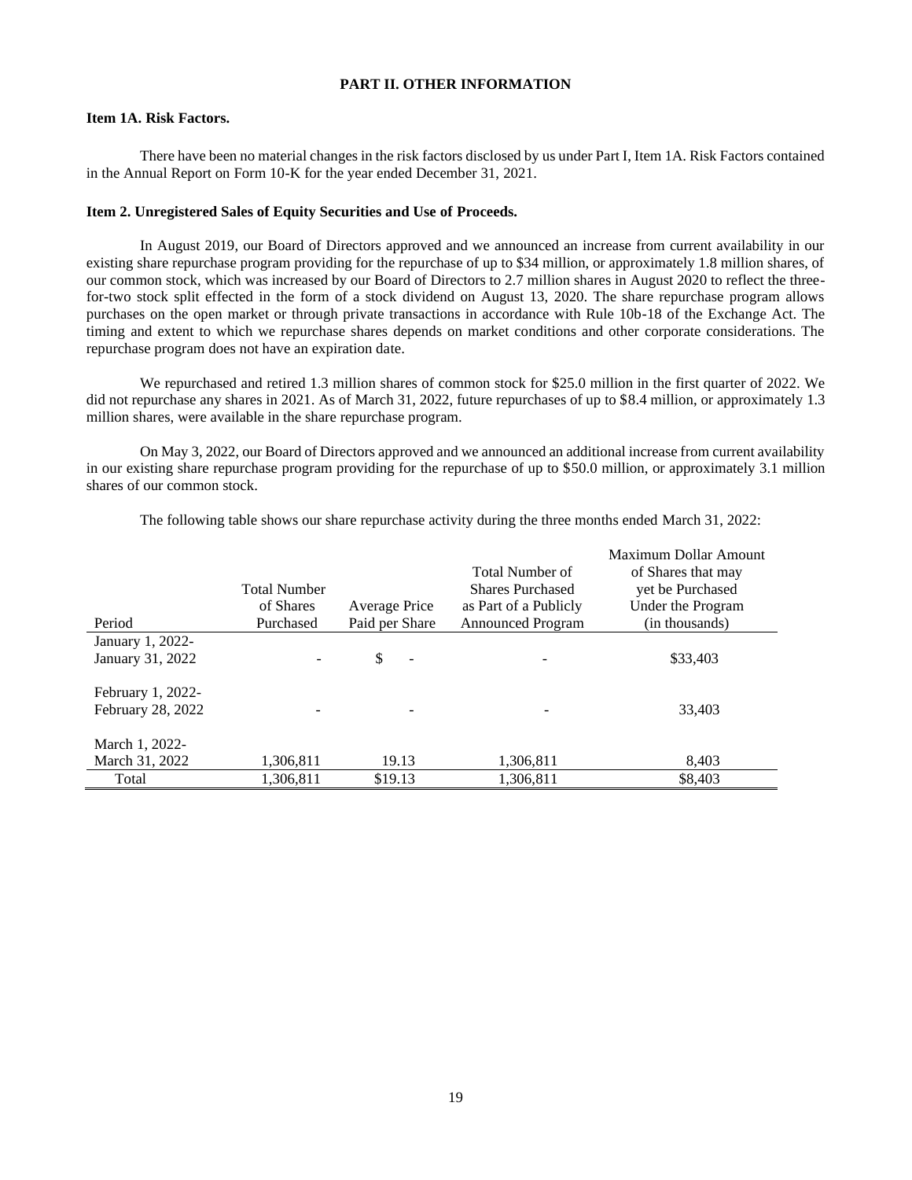# PART II. OTHER INFORMATION

## Item 1A. Risk Factors.

There have been no material changes in the risk factors disclosed by us under Part I, Item 1A. Risk Factors contained in the Annual Report on Form 10-K for the year ended December 31, 2021.

## Item 2. Unregistered Sales of Equity Securities and Use of Proceeds.

In August 2019, our Board of Directors approved and we announced an increase from current availability in our existing share repurchase program providing for the repurchase of up to $34 million, or approximately 1.8 million shares, of our common stock, which was increased by our Board of Directors to 2.7 million shares in August 2020 to reflect the three-for-two stock split effected in the form of a stock dividend on August 13, 2020. The share repurchase program allows purchases on the open market or through private transactions in accordance with Rule 10b-18 of the Exchange Act. The timing and extent to which we repurchase shares depends on market conditions and other corporate considerations. The repurchase program does not have an expiration date.

We repurchased and retired 1.3 million shares of common stock for $25.0 million in the first quarter of 2022. We did not repurchase any shares in 2021. As of March 31, 2022, future repurchases of up to $8.4 million, or approximately 1.3 million shares, were available in the share repurchase program.

On May 3, 2022, our Board of Directors approved and we announced an additional increase from current availability in our existing share repurchase program providing for the repurchase of up to $50.0 million, or approximately 3.1 million shares of our common stock.

The following table shows our share repurchase activity during the three months ended March 31, 2022:

| Period | Total Number of Shares Purchased | Average Price Paid per Share | Total Number of Shares Purchased as Part of a Publicly Announced Program | Maximum Dollar Amount of Shares that may yet be Purchased Under the Program (in thousands) |
|---|---|---|---|---|
| January 1, 2022- January 31, 2022 | - | $ - | - | $33,403 |
| February 1, 2022- February 28, 2022 | - | - | - | 33,403 |
| March 1, 2022- March 31, 2022 | 1,306,811 | 19.13 | 1,306,811 | 8,403 |
| Total | 1,306,811 | $19.13 | 1,306,811 | $8,403 |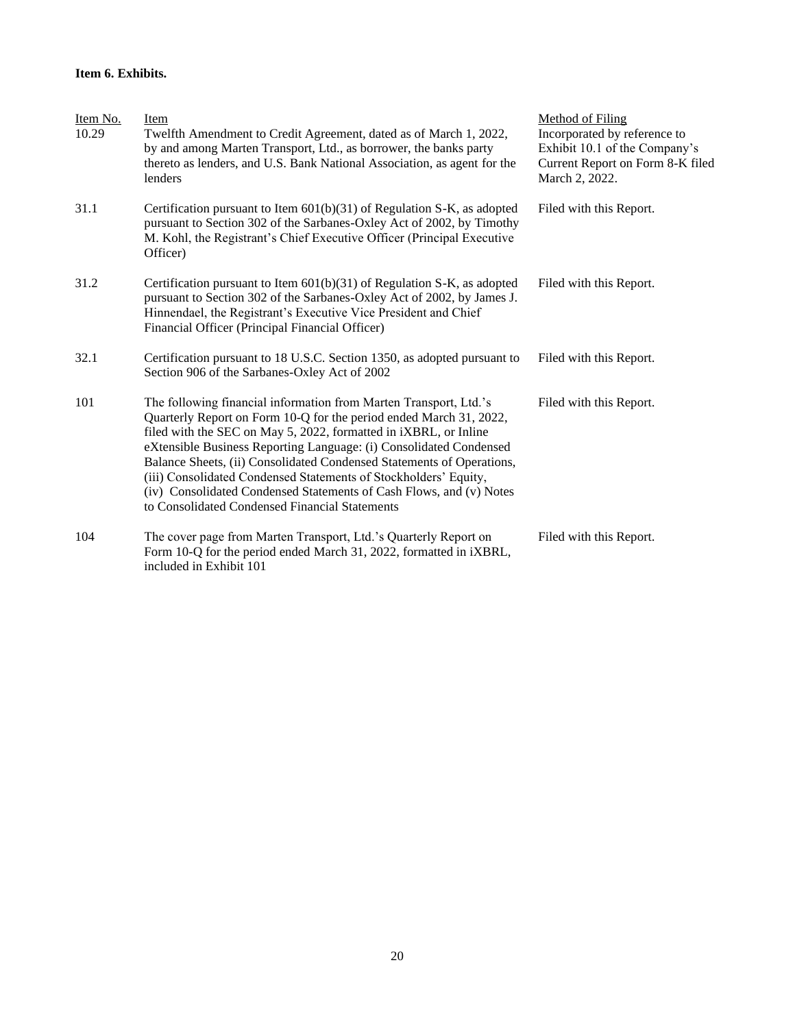**Item 6. Exhibits.**

| Item No. | Item | Method of Filing |
|---|---|---|
| 10.29 | Twelfth Amendment to Credit Agreement, dated as of March 1, 2022, by and among Marten Transport, Ltd., as borrower, the banks party thereto as lenders, and U.S. Bank National Association, as agent for the lenders | Incorporated by reference to Exhibit 10.1 of the Company's Current Report on Form 8-K filed March 2, 2022. |
| 31.1 | Certification pursuant to Item 601(b)(31) of Regulation S-K, as adopted pursuant to Section 302 of the Sarbanes-Oxley Act of 2002, by Timothy M. Kohl, the Registrant's Chief Executive Officer (Principal Executive Officer) | Filed with this Report. |
| 31.2 | Certification pursuant to Item 601(b)(31) of Regulation S-K, as adopted pursuant to Section 302 of the Sarbanes-Oxley Act of 2002, by James J. Hinnendael, the Registrant's Executive Vice President and Chief Financial Officer (Principal Financial Officer) | Filed with this Report. |
| 32.1 | Certification pursuant to 18 U.S.C. Section 1350, as adopted pursuant to Section 906 of the Sarbanes-Oxley Act of 2002 | Filed with this Report. |
| 101 | The following financial information from Marten Transport, Ltd.'s Quarterly Report on Form 10-Q for the period ended March 31, 2022, filed with the SEC on May 5, 2022, formatted in iXBRL, or Inline eXtensible Business Reporting Language: (i) Consolidated Condensed Balance Sheets, (ii) Consolidated Condensed Statements of Operations, (iii) Consolidated Condensed Statements of Stockholders' Equity, (iv) Consolidated Condensed Statements of Cash Flows, and (v) Notes to Consolidated Condensed Financial Statements | Filed with this Report. |
| 104 | The cover page from Marten Transport, Ltd.'s Quarterly Report on Form 10-Q for the period ended March 31, 2022, formatted in iXBRL, included in Exhibit 101 | Filed with this Report. |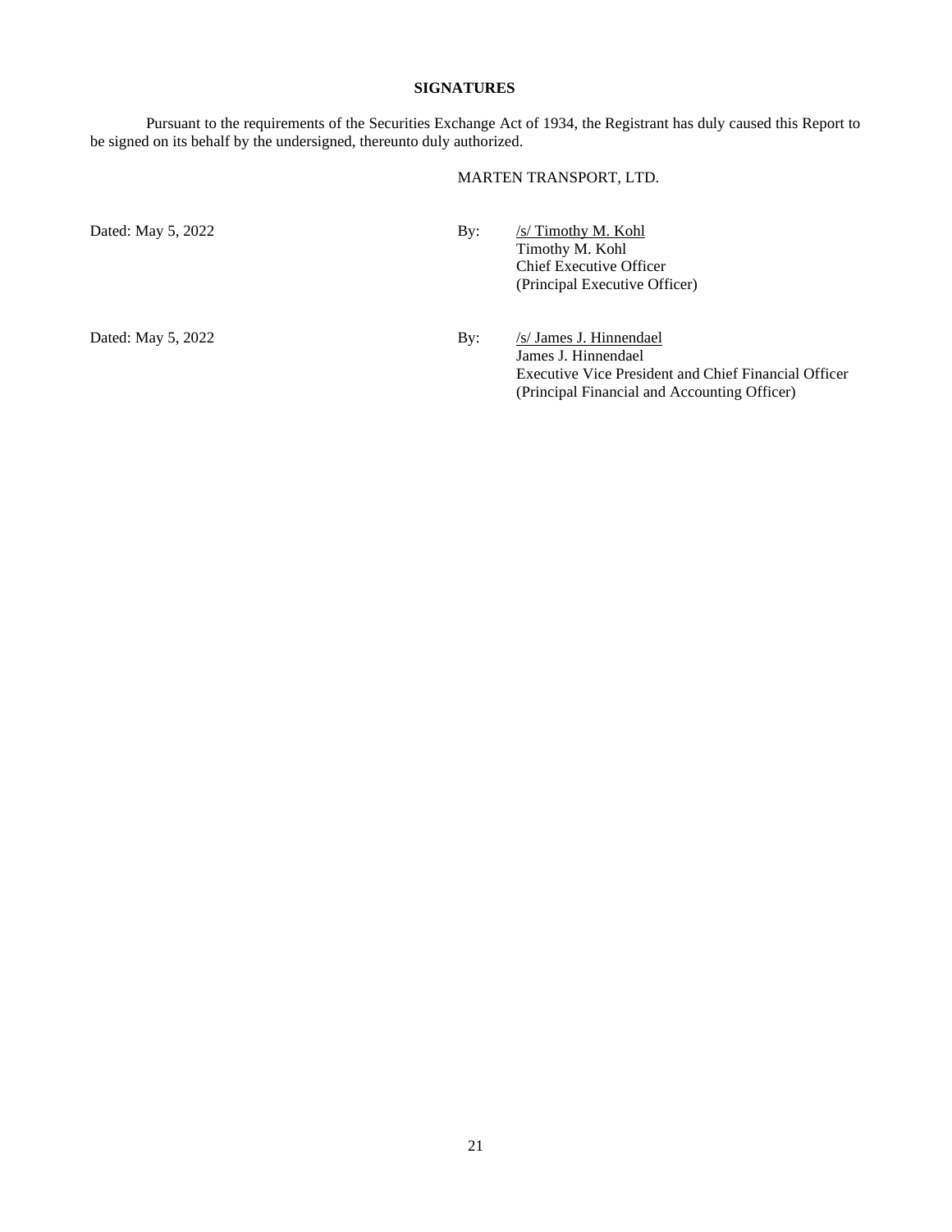**SIGNATURES**

Pursuant to the requirements of the Securities Exchange Act of 1934, the Registrant has duly caused this Report to be signed on its behalf by the undersigned, thereunto duly authorized.

MARTEN TRANSPORT, LTD.

Dated: May 5, 2022

By: /s/ Timothy M. Kohl
Timothy M. Kohl
Chief Executive Officer
(Principal Executive Officer)

Dated: May 5, 2022

By: /s/ James J. Hinnendael
James J. Hinnendael
Executive Vice President and Chief Financial Officer
(Principal Financial and Accounting Officer)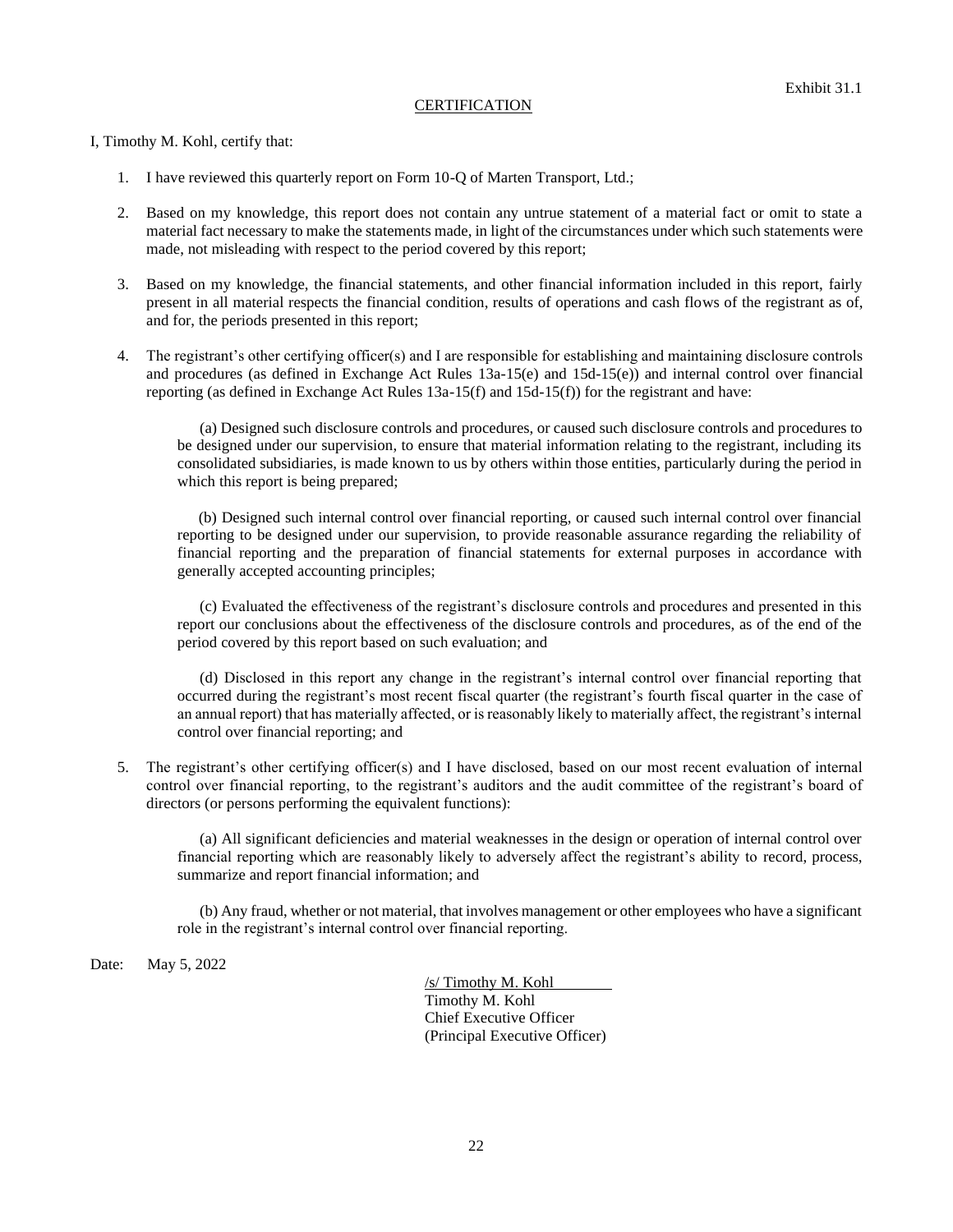Exhibit 31.1

CERTIFICATION

I, Timothy M. Kohl, certify that:

1. I have reviewed this quarterly report on Form 10-Q of Marten Transport, Ltd.;

2. Based on my knowledge, this report does not contain any untrue statement of a material fact or omit to state a material fact necessary to make the statements made, in light of the circumstances under which such statements were made, not misleading with respect to the period covered by this report;

3. Based on my knowledge, the financial statements, and other financial information included in this report, fairly present in all material respects the financial condition, results of operations and cash flows of the registrant as of, and for, the periods presented in this report;

4. The registrant's other certifying officer(s) and I are responsible for establishing and maintaining disclosure controls and procedures (as defined in Exchange Act Rules 13a-15(e) and 15d-15(e)) and internal control over financial reporting (as defined in Exchange Act Rules 13a-15(f) and 15d-15(f)) for the registrant and have:

   (a) Designed such disclosure controls and procedures, or caused such disclosure controls and procedures to be designed under our supervision, to ensure that material information relating to the registrant, including its consolidated subsidiaries, is made known to us by others within those entities, particularly during the period in which this report is being prepared;

   (b) Designed such internal control over financial reporting, or caused such internal control over financial reporting to be designed under our supervision, to provide reasonable assurance regarding the reliability of financial reporting and the preparation of financial statements for external purposes in accordance with generally accepted accounting principles;

   (c) Evaluated the effectiveness of the registrant's disclosure controls and procedures and presented in this report our conclusions about the effectiveness of the disclosure controls and procedures, as of the end of the period covered by this report based on such evaluation; and

   (d) Disclosed in this report any change in the registrant's internal control over financial reporting that occurred during the registrant's most recent fiscal quarter (the registrant's fourth fiscal quarter in the case of an annual report) that has materially affected, or is reasonably likely to materially affect, the registrant's internal control over financial reporting; and

5. The registrant's other certifying officer(s) and I have disclosed, based on our most recent evaluation of internal control over financial reporting, to the registrant's auditors and the audit committee of the registrant's board of directors (or persons performing the equivalent functions):

   (a) All significant deficiencies and material weaknesses in the design or operation of internal control over financial reporting which are reasonably likely to adversely affect the registrant's ability to record, process, summarize and report financial information; and

   (b) Any fraud, whether or not material, that involves management or other employees who have a significant role in the registrant's internal control over financial reporting.

Date: May 5, 2022

/s/ Timothy M. Kohl
Timothy M. Kohl
Chief Executive Officer
(Principal Executive Officer)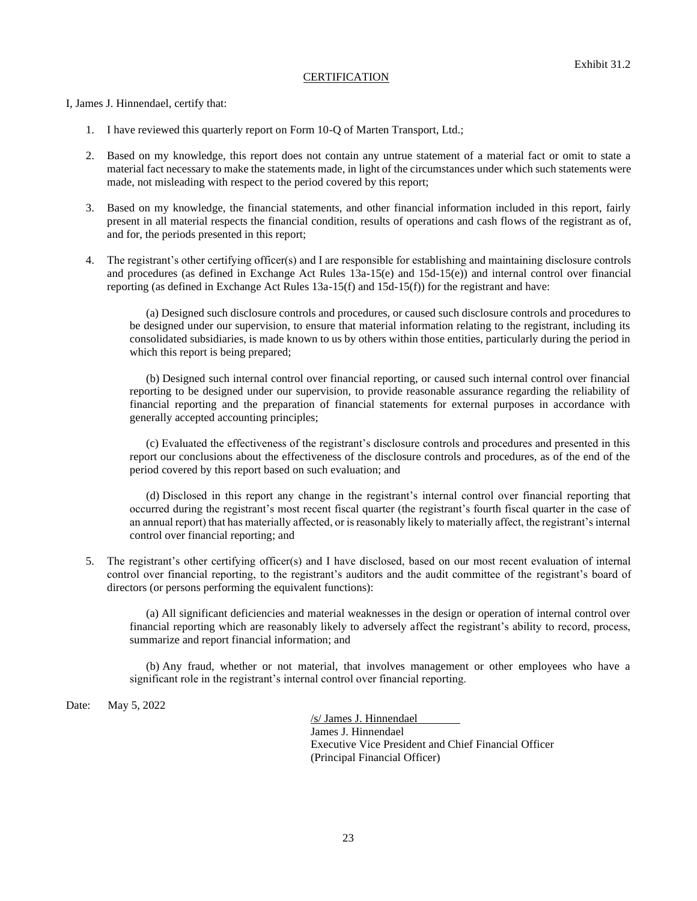Exhibit 31.2

CERTIFICATION

I, James J. Hinnendael, certify that:

1. I have reviewed this quarterly report on Form 10-Q of Marten Transport, Ltd.;

2. Based on my knowledge, this report does not contain any untrue statement of a material fact or omit to state a material fact necessary to make the statements made, in light of the circumstances under which such statements were made, not misleading with respect to the period covered by this report;

3. Based on my knowledge, the financial statements, and other financial information included in this report, fairly present in all material respects the financial condition, results of operations and cash flows of the registrant as of, and for, the periods presented in this report;

4. The registrant's other certifying officer(s) and I are responsible for establishing and maintaining disclosure controls and procedures (as defined in Exchange Act Rules 13a-15(e) and 15d-15(e)) and internal control over financial reporting (as defined in Exchange Act Rules 13a-15(f) and 15d-15(f)) for the registrant and have:

   (a) Designed such disclosure controls and procedures, or caused such disclosure controls and procedures to be designed under our supervision, to ensure that material information relating to the registrant, including its consolidated subsidiaries, is made known to us by others within those entities, particularly during the period in which this report is being prepared;

   (b) Designed such internal control over financial reporting, or caused such internal control over financial reporting to be designed under our supervision, to provide reasonable assurance regarding the reliability of financial reporting and the preparation of financial statements for external purposes in accordance with generally accepted accounting principles;

   (c) Evaluated the effectiveness of the registrant's disclosure controls and procedures and presented in this report our conclusions about the effectiveness of the disclosure controls and procedures, as of the end of the period covered by this report based on such evaluation; and

   (d) Disclosed in this report any change in the registrant's internal control over financial reporting that occurred during the registrant's most recent fiscal quarter (the registrant's fourth fiscal quarter in the case of an annual report) that has materially affected, or is reasonably likely to materially affect, the registrant's internal control over financial reporting; and

5. The registrant's other certifying officer(s) and I have disclosed, based on our most recent evaluation of internal control over financial reporting, to the registrant's auditors and the audit committee of the registrant's board of directors (or persons performing the equivalent functions):

   (a) All significant deficiencies and material weaknesses in the design or operation of internal control over financial reporting which are reasonably likely to adversely affect the registrant's ability to record, process, summarize and report financial information; and

   (b) Any fraud, whether or not material, that involves management or other employees who have a significant role in the registrant's internal control over financial reporting.

Date: May 5, 2022

/s/ James J. Hinnendael
James J. Hinnendael
Executive Vice President and Chief Financial Officer
(Principal Financial Officer)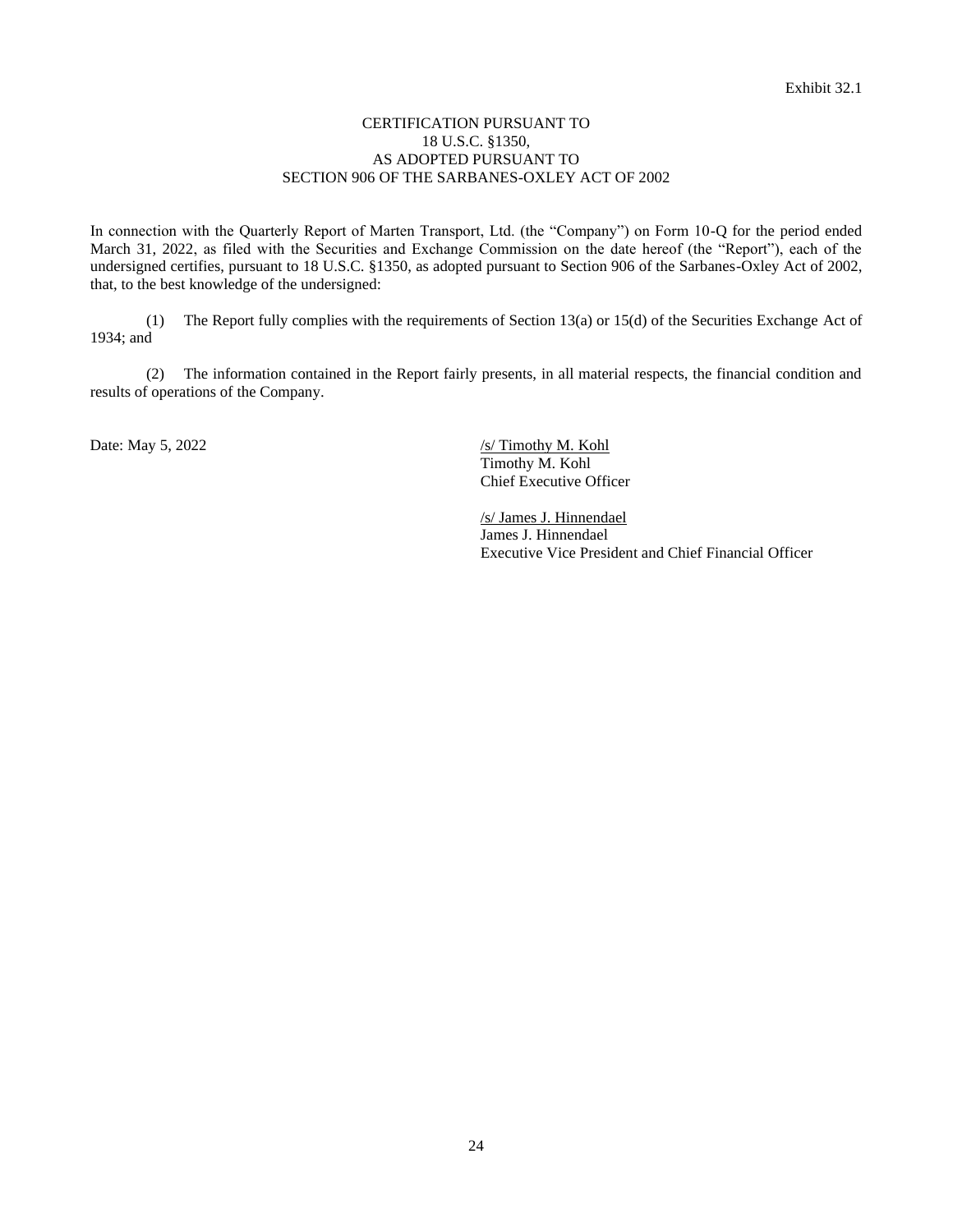Exhibit 32.1

CERTIFICATION PURSUANT TO
18 U.S.C. §1350,
AS ADOPTED PURSUANT TO
SECTION 906 OF THE SARBANES-OXLEY ACT OF 2002

In connection with the Quarterly Report of Marten Transport, Ltd. (the "Company") on Form 10-Q for the period ended March 31, 2022, as filed with the Securities and Exchange Commission on the date hereof (the "Report"), each of the undersigned certifies, pursuant to 18 U.S.C. §1350, as adopted pursuant to Section 906 of the Sarbanes-Oxley Act of 2002, that, to the best knowledge of the undersigned:

(1) The Report fully complies with the requirements of Section 13(a) or 15(d) of the Securities Exchange Act of 1934; and

(2) The information contained in the Report fairly presents, in all material respects, the financial condition and results of operations of the Company.

Date: May 5, 2022

/s/ Timothy M. Kohl
Timothy M. Kohl
Chief Executive Officer

/s/ James J. Hinnendael
James J. Hinnendael
Executive Vice President and Chief Financial Officer